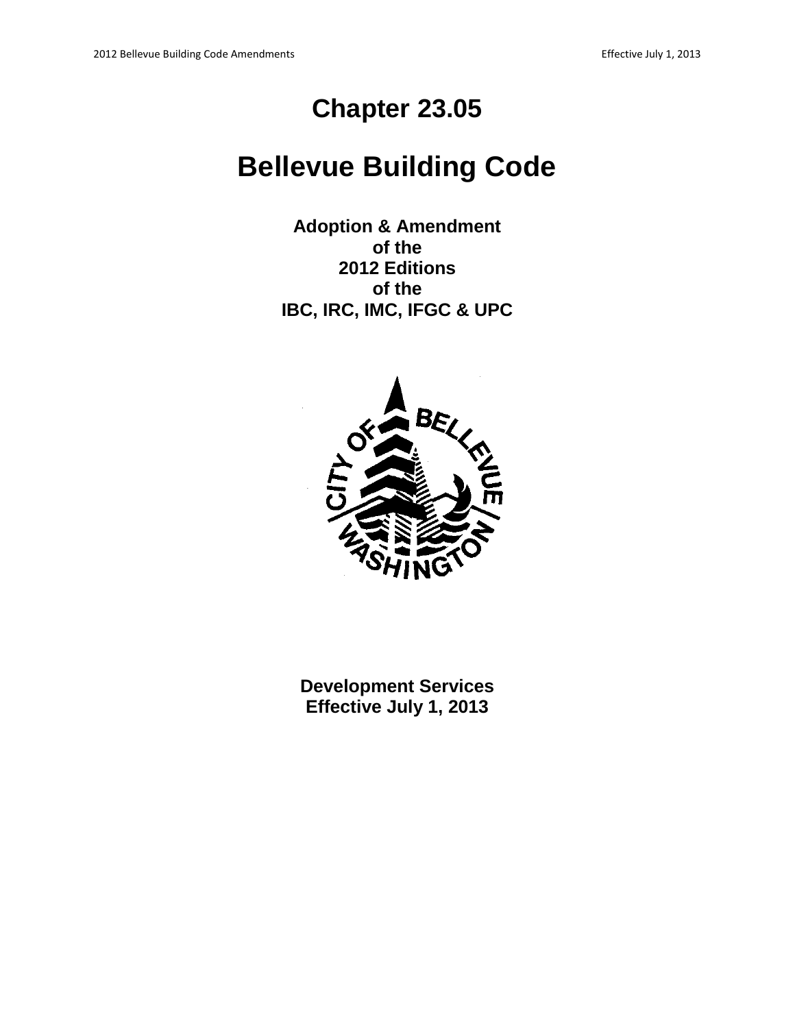# Chapter 23.05

# Bellevue Building Code

**Adoption & Amendment**
**of the**
**2012 Editions**
**of the**
**IBC, IRC, IMC, IFGC & UPC**

**Development Services**
**Effective July 1, 2013**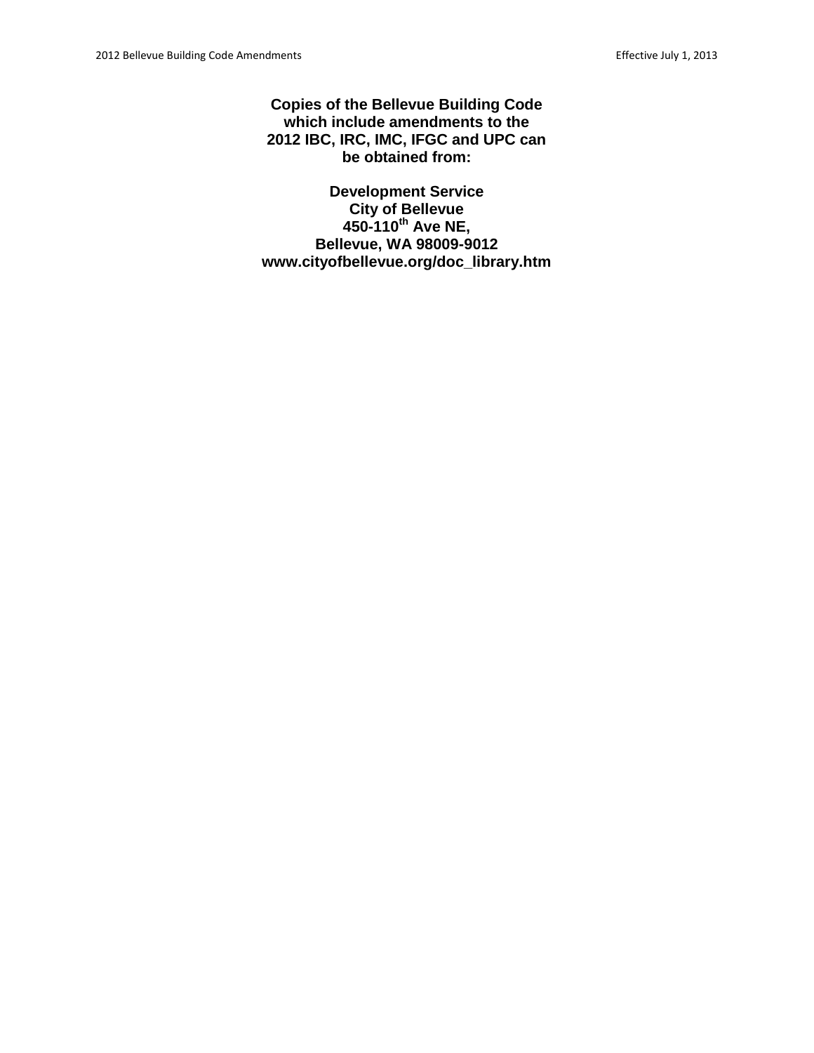**Copies of the Bellevue Building Code which include amendments to the 2012 IBC, IRC, IMC, IFGC and UPC can be obtained from:**

**Development Service**
**City of Bellevue**
**450-110th Ave NE,**
**Bellevue, WA 98009-9012**
**www.cityofbellevue.org/doc_library.htm**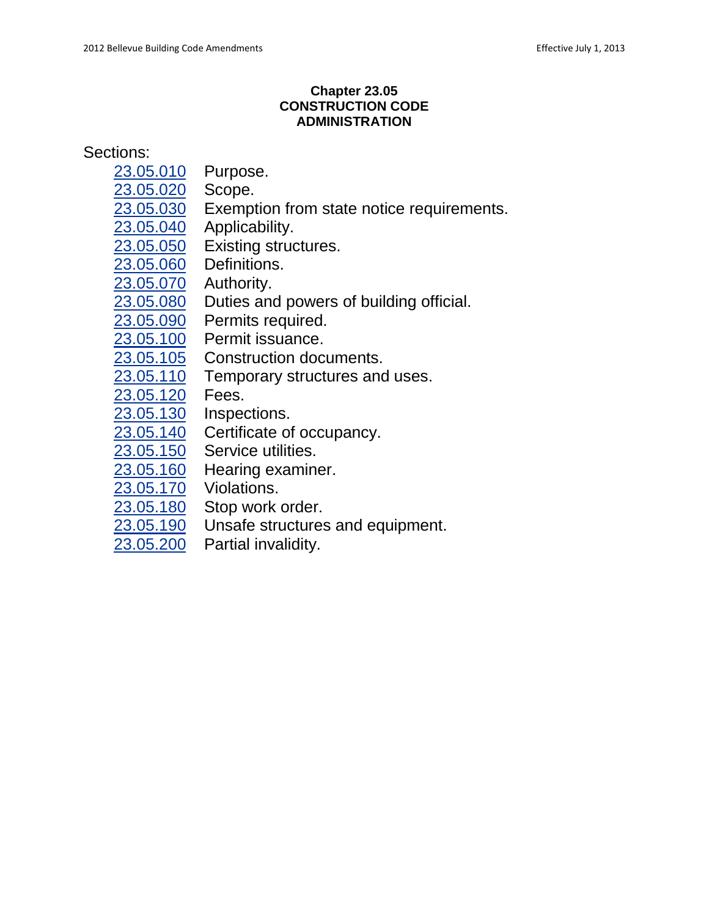# Chapter 23.05
# CONSTRUCTION CODE ADMINISTRATION

Sections:

| | |
|---|---|
| 23.05.010 | Purpose. |
| 23.05.020 | Scope. |
| 23.05.030 | Exemption from state notice requirements. |
| 23.05.040 | Applicability. |
| 23.05.050 | Existing structures. |
| 23.05.060 | Definitions. |
| 23.05.070 | Authority. |
| 23.05.080 | Duties and powers of building official. |
| 23.05.090 | Permits required. |
| 23.05.100 | Permit issuance. |
| 23.05.105 | Construction documents. |
| 23.05.110 | Temporary structures and uses. |
| 23.05.120 | Fees. |
| 23.05.130 | Inspections. |
| 23.05.140 | Certificate of occupancy. |
| 23.05.150 | Service utilities. |
| 23.05.160 | Hearing examiner. |
| 23.05.170 | Violations. |
| 23.05.180 | Stop work order. |
| 23.05.190 | Unsafe structures and equipment. |
| 23.05.200 | Partial invalidity. |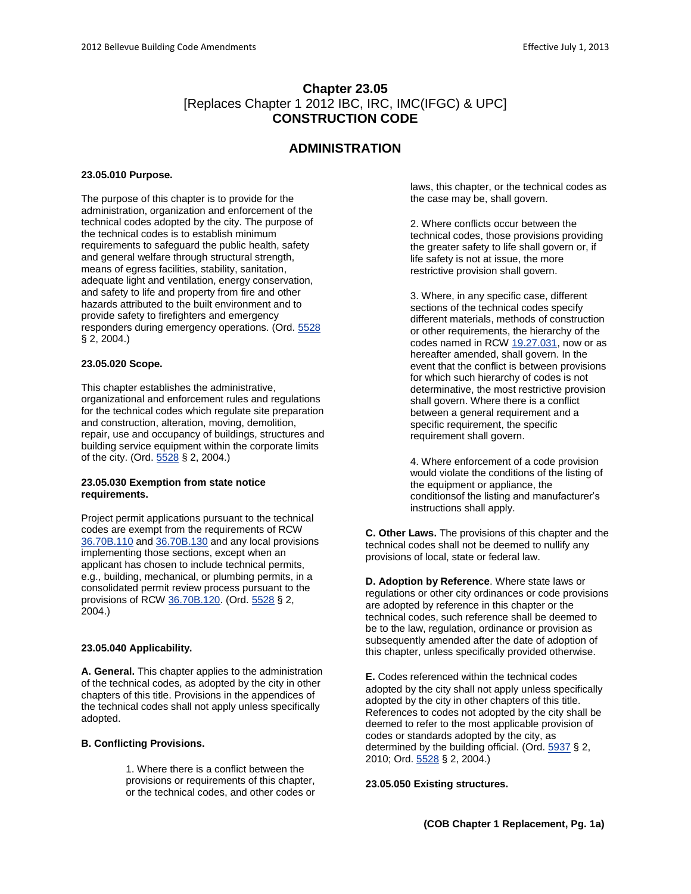# Chapter 23.05

[Replaces Chapter 1 2012 IBC, IRC, IMC(IFGC) & UPC]

**CONSTRUCTION CODE**

## ADMINISTRATION

**23.05.010 Purpose.**

The purpose of this chapter is to provide for the administration, organization and enforcement of the technical codes adopted by the city. The purpose of the technical codes is to establish minimum requirements to safeguard the public health, safety and general welfare through structural strength, means of egress facilities, stability, sanitation, adequate light and ventilation, energy conservation, and safety to life and property from fire and other hazards attributed to the built environment and to provide safety to firefighters and emergency responders during emergency operations. (Ord. 5528 § 2, 2004.)

**23.05.020 Scope.**

This chapter establishes the administrative, organizational and enforcement rules and regulations for the technical codes which regulate site preparation and construction, alteration, moving, demolition, repair, use and occupancy of buildings, structures and building service equipment within the corporate limits of the city. (Ord. 5528 § 2, 2004.)

**23.05.030 Exemption from state notice requirements.**

Project permit applications pursuant to the technical codes are exempt from the requirements of RCW 36.70B.110 and 36.70B.130 and any local provisions implementing those sections, except when an applicant has chosen to include technical permits, e.g., building, mechanical, or plumbing permits, in a consolidated permit review process pursuant to the provisions of RCW 36.70B.120. (Ord. 5528 § 2, 2004.)

**23.05.040 Applicability.**

**A. General.** This chapter applies to the administration of the technical codes, as adopted by the city in other chapters of this title. Provisions in the appendices of the technical codes shall not apply unless specifically adopted.

**B. Conflicting Provisions.**

1. Where there is a conflict between the provisions or requirements of this chapter, or the technical codes, and other codes or laws, this chapter, or the technical codes as the case may be, shall govern.

2. Where conflicts occur between the technical codes, those provisions providing the greater safety to life shall govern or, if life safety is not at issue, the more restrictive provision shall govern.

3. Where, in any specific case, different sections of the technical codes specify different materials, methods of construction or other requirements, the hierarchy of the codes named in RCW 19.27.031, now or as hereafter amended, shall govern. In the event that the conflict is between provisions for which such hierarchy of codes is not determinative, the most restrictive provision shall govern. Where there is a conflict between a general requirement and a specific requirement, the specific requirement shall govern.

4. Where enforcement of a code provision would violate the conditions of the listing of the equipment or appliance, the conditionsof the listing and manufacturer's instructions shall apply.

**C. Other Laws.** The provisions of this chapter and the technical codes shall not be deemed to nullify any provisions of local, state or federal law.

**D. Adoption by Reference**. Where state laws or regulations or other city ordinances or code provisions are adopted by reference in this chapter or the technical codes, such reference shall be deemed to be to the law, regulation, ordinance or provision as subsequently amended after the date of adoption of this chapter, unless specifically provided otherwise.

**E.** Codes referenced within the technical codes adopted by the city shall not apply unless specifically adopted by the city in other chapters of this title. References to codes not adopted by the city shall be deemed to refer to the most applicable provision of codes or standards adopted by the city, as determined by the building official. (Ord. 5937 § 2, 2010; Ord. 5528 § 2, 2004.)

**23.05.050 Existing structures.**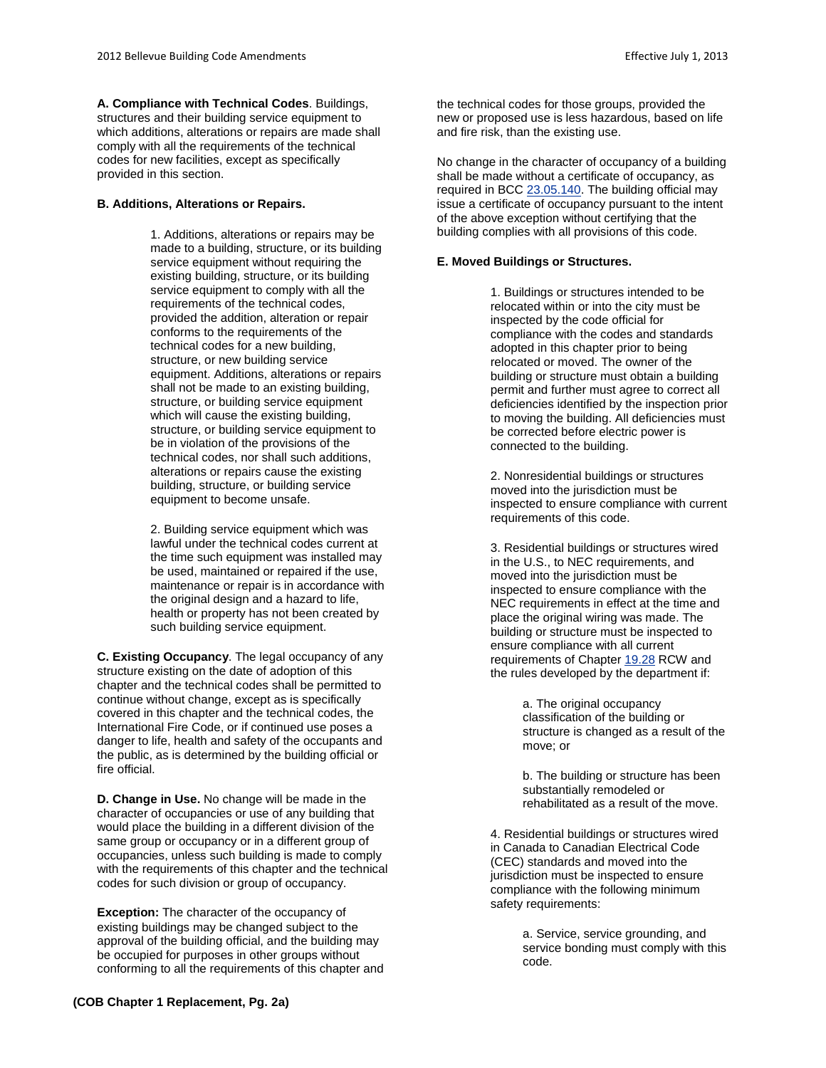**A. Compliance with Technical Codes**. Buildings, structures and their building service equipment to which additions, alterations or repairs are made shall comply with all the requirements of the technical codes for new facilities, except as specifically provided in this section.

**B. Additions, Alterations or Repairs.**

1. Additions, alterations or repairs may be made to a building, structure, or its building service equipment without requiring the existing building, structure, or its building service equipment to comply with all the requirements of the technical codes, provided the addition, alteration or repair conforms to the requirements of the technical codes for a new building, structure, or new building service equipment. Additions, alterations or repairs shall not be made to an existing building, structure, or building service equipment which will cause the existing building, structure, or building service equipment to be in violation of the provisions of the technical codes, nor shall such additions, alterations or repairs cause the existing building, structure, or building service equipment to become unsafe.

2. Building service equipment which was lawful under the technical codes current at the time such equipment was installed may be used, maintained or repaired if the use, maintenance or repair is in accordance with the original design and a hazard to life, health or property has not been created by such building service equipment.

**C. Existing Occupancy**. The legal occupancy of any structure existing on the date of adoption of this chapter and the technical codes shall be permitted to continue without change, except as is specifically covered in this chapter and the technical codes, the International Fire Code, or if continued use poses a danger to life, health and safety of the occupants and the public, as is determined by the building official or fire official.

**D. Change in Use.** No change will be made in the character of occupancies or use of any building that would place the building in a different division of the same group or occupancy or in a different group of occupancies, unless such building is made to comply with the requirements of this chapter and the technical codes for such division or group of occupancy.

**Exception:** The character of the occupancy of existing buildings may be changed subject to the approval of the building official, and the building may be occupied for purposes in other groups without conforming to all the requirements of this chapter and the technical codes for those groups, provided the new or proposed use is less hazardous, based on life and fire risk, than the existing use.

No change in the character of occupancy of a building shall be made without a certificate of occupancy, as required in BCC 23.05.140. The building official may issue a certificate of occupancy pursuant to the intent of the above exception without certifying that the building complies with all provisions of this code.

**E. Moved Buildings or Structures.**

1. Buildings or structures intended to be relocated within or into the city must be inspected by the code official for compliance with the codes and standards adopted in this chapter prior to being relocated or moved. The owner of the building or structure must obtain a building permit and further must agree to correct all deficiencies identified by the inspection prior to moving the building. All deficiencies must be corrected before electric power is connected to the building.

2. Nonresidential buildings or structures moved into the jurisdiction must be inspected to ensure compliance with current requirements of this code.

3. Residential buildings or structures wired in the U.S., to NEC requirements, and moved into the jurisdiction must be inspected to ensure compliance with the NEC requirements in effect at the time and place the original wiring was made. The building or structure must be inspected to ensure compliance with all current requirements of Chapter 19.28 RCW and the rules developed by the department if:

a. The original occupancy classification of the building or structure is changed as a result of the move; or

b. The building or structure has been substantially remodeled or rehabilitated as a result of the move.

4. Residential buildings or structures wired in Canada to Canadian Electrical Code (CEC) standards and moved into the jurisdiction must be inspected to ensure compliance with the following minimum safety requirements:

a. Service, service grounding, and service bonding must comply with this code.

**(COB Chapter 1 Replacement, Pg. 2a)**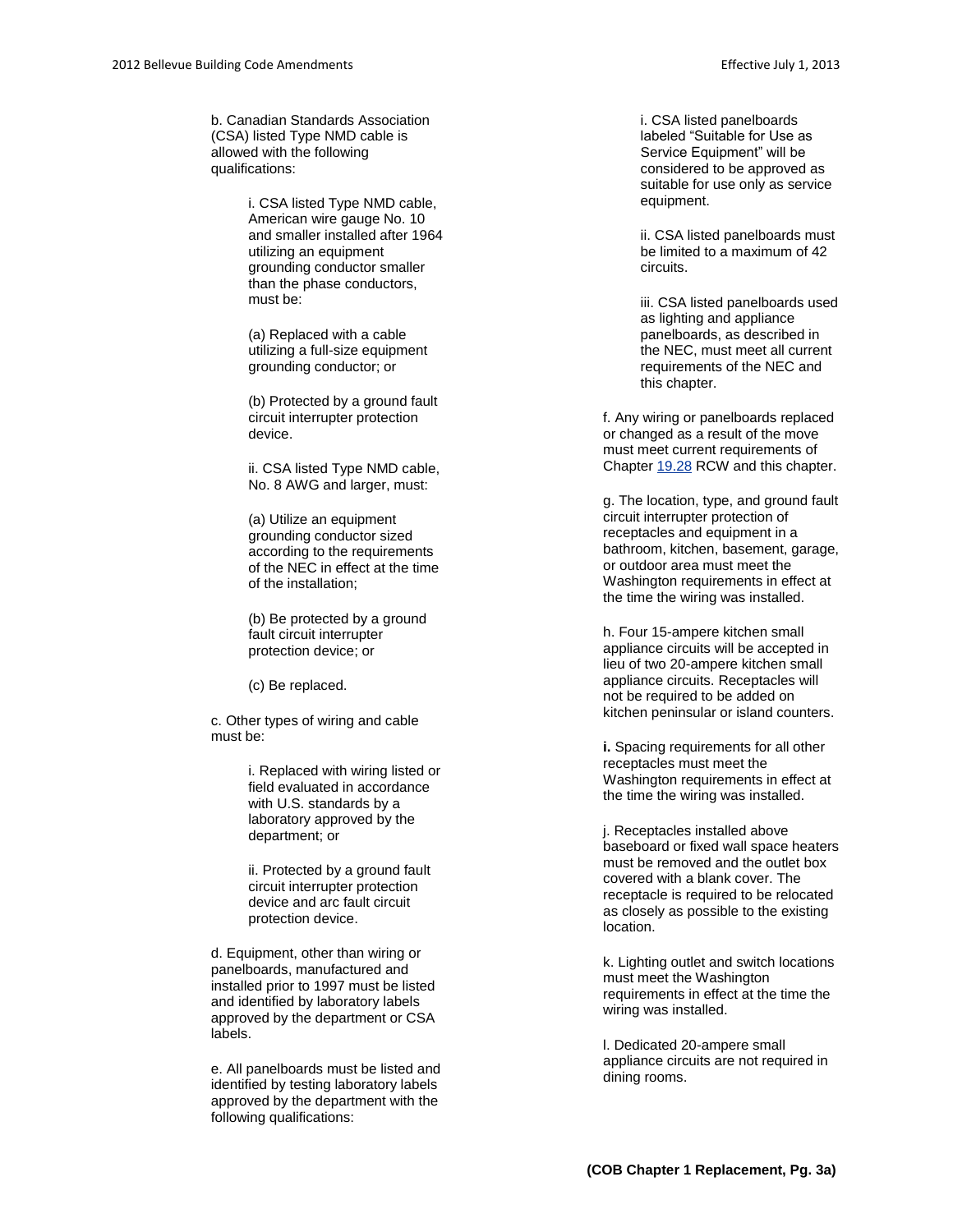b. Canadian Standards Association (CSA) listed Type NMD cable is allowed with the following qualifications:

i. CSA listed Type NMD cable, American wire gauge No. 10 and smaller installed after 1964 utilizing an equipment grounding conductor smaller than the phase conductors, must be:

(a) Replaced with a cable utilizing a full-size equipment grounding conductor; or

(b) Protected by a ground fault circuit interrupter protection device.

ii. CSA listed Type NMD cable, No. 8 AWG and larger, must:

(a) Utilize an equipment grounding conductor sized according to the requirements of the NEC in effect at the time of the installation;

(b) Be protected by a ground fault circuit interrupter protection device; or

(c) Be replaced.

c. Other types of wiring and cable must be:

i. Replaced with wiring listed or field evaluated in accordance with U.S. standards by a laboratory approved by the department; or

ii. Protected by a ground fault circuit interrupter protection device and arc fault circuit protection device.

d. Equipment, other than wiring or panelboards, manufactured and installed prior to 1997 must be listed and identified by laboratory labels approved by the department or CSA labels.

e. All panelboards must be listed and identified by testing laboratory labels approved by the department with the following qualifications:

i. CSA listed panelboards labeled "Suitable for Use as Service Equipment" will be considered to be approved as suitable for use only as service equipment.

ii. CSA listed panelboards must be limited to a maximum of 42 circuits.

iii. CSA listed panelboards used as lighting and appliance panelboards, as described in the NEC, must meet all current requirements of the NEC and this chapter.

f. Any wiring or panelboards replaced or changed as a result of the move must meet current requirements of Chapter 19.28 RCW and this chapter.

g. The location, type, and ground fault circuit interrupter protection of receptacles and equipment in a bathroom, kitchen, basement, garage, or outdoor area must meet the Washington requirements in effect at the time the wiring was installed.

h. Four 15-ampere kitchen small appliance circuits will be accepted in lieu of two 20-ampere kitchen small appliance circuits. Receptacles will not be required to be added on kitchen peninsular or island counters.

**i.** Spacing requirements for all other receptacles must meet the Washington requirements in effect at the time the wiring was installed.

j. Receptacles installed above baseboard or fixed wall space heaters must be removed and the outlet box covered with a blank cover. The receptacle is required to be relocated as closely as possible to the existing location.

k. Lighting outlet and switch locations must meet the Washington requirements in effect at the time the wiring was installed.

l. Dedicated 20-ampere small appliance circuits are not required in dining rooms.

**(COB Chapter 1 Replacement, Pg. 3a)**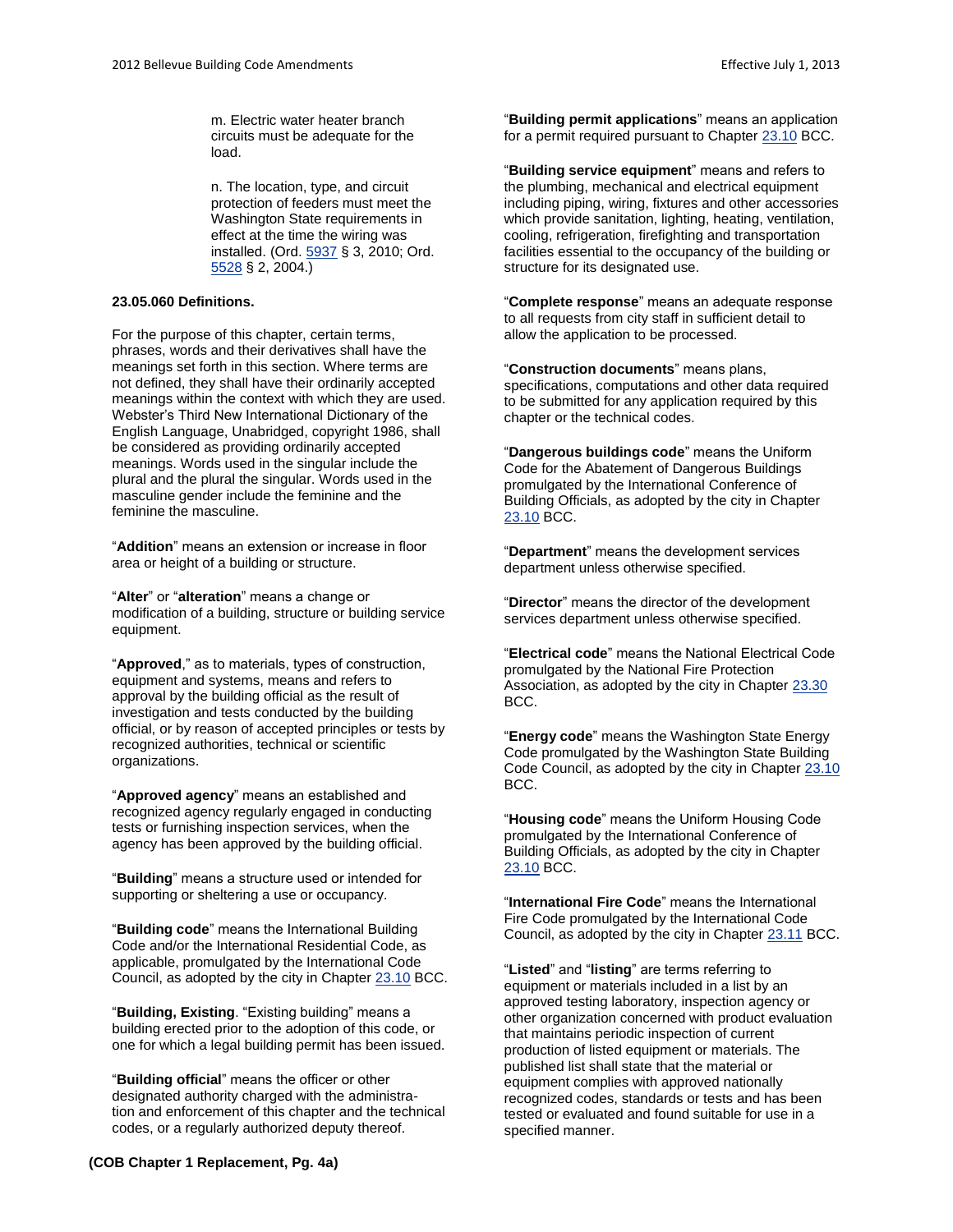m. Electric water heater branch circuits must be adequate for the load.

n. The location, type, and circuit protection of feeders must meet the Washington State requirements in effect at the time the wiring was installed. (Ord. 5937 § 3, 2010; Ord. 5528 § 2, 2004.)

**23.05.060 Definitions.**

For the purpose of this chapter, certain terms, phrases, words and their derivatives shall have the meanings set forth in this section. Where terms are not defined, they shall have their ordinarily accepted meanings within the context with which they are used. Webster's Third New International Dictionary of the English Language, Unabridged, copyright 1986, shall be considered as providing ordinarily accepted meanings. Words used in the singular include the plural and the plural the singular. Words used in the masculine gender include the feminine and the feminine the masculine.

"**Addition**" means an extension or increase in floor area or height of a building or structure.

"**Alter**" or "**alteration**" means a change or modification of a building, structure or building service equipment.

"**Approved**," as to materials, types of construction, equipment and systems, means and refers to approval by the building official as the result of investigation and tests conducted by the building official, or by reason of accepted principles or tests by recognized authorities, technical or scientific organizations.

"**Approved agency**" means an established and recognized agency regularly engaged in conducting tests or furnishing inspection services, when the agency has been approved by the building official.

"**Building**" means a structure used or intended for supporting or sheltering a use or occupancy.

"**Building code**" means the International Building Code and/or the International Residential Code, as applicable, promulgated by the International Code Council, as adopted by the city in Chapter 23.10 BCC.

"**Building, Existing**. "Existing building" means a building erected prior to the adoption of this code, or one for which a legal building permit has been issued.

"**Building official**" means the officer or other designated authority charged with the administration and enforcement of this chapter and the technical codes, or a regularly authorized deputy thereof.

"**Building permit applications**" means an application for a permit required pursuant to Chapter 23.10 BCC.

"**Building service equipment**" means and refers to the plumbing, mechanical and electrical equipment including piping, wiring, fixtures and other accessories which provide sanitation, lighting, heating, ventilation, cooling, refrigeration, firefighting and transportation facilities essential to the occupancy of the building or structure for its designated use.

"**Complete response**" means an adequate response to all requests from city staff in sufficient detail to allow the application to be processed.

"**Construction documents**" means plans, specifications, computations and other data required to be submitted for any application required by this chapter or the technical codes.

"**Dangerous buildings code**" means the Uniform Code for the Abatement of Dangerous Buildings promulgated by the International Conference of Building Officials, as adopted by the city in Chapter 23.10 BCC.

"**Department**" means the development services department unless otherwise specified.

"**Director**" means the director of the development services department unless otherwise specified.

"**Electrical code**" means the National Electrical Code promulgated by the National Fire Protection Association, as adopted by the city in Chapter 23.30 BCC.

"**Energy code**" means the Washington State Energy Code promulgated by the Washington State Building Code Council, as adopted by the city in Chapter 23.10 BCC.

"**Housing code**" means the Uniform Housing Code promulgated by the International Conference of Building Officials, as adopted by the city in Chapter 23.10 BCC.

"**International Fire Code**" means the International Fire Code promulgated by the International Code Council, as adopted by the city in Chapter 23.11 BCC.

"**Listed**" and "**listing**" are terms referring to equipment or materials included in a list by an approved testing laboratory, inspection agency or other organization concerned with product evaluation that maintains periodic inspection of current production of listed equipment or materials. The published list shall state that the material or equipment complies with approved nationally recognized codes, standards or tests and has been tested or evaluated and found suitable for use in a specified manner.

**(COB Chapter 1 Replacement, Pg. 4a)**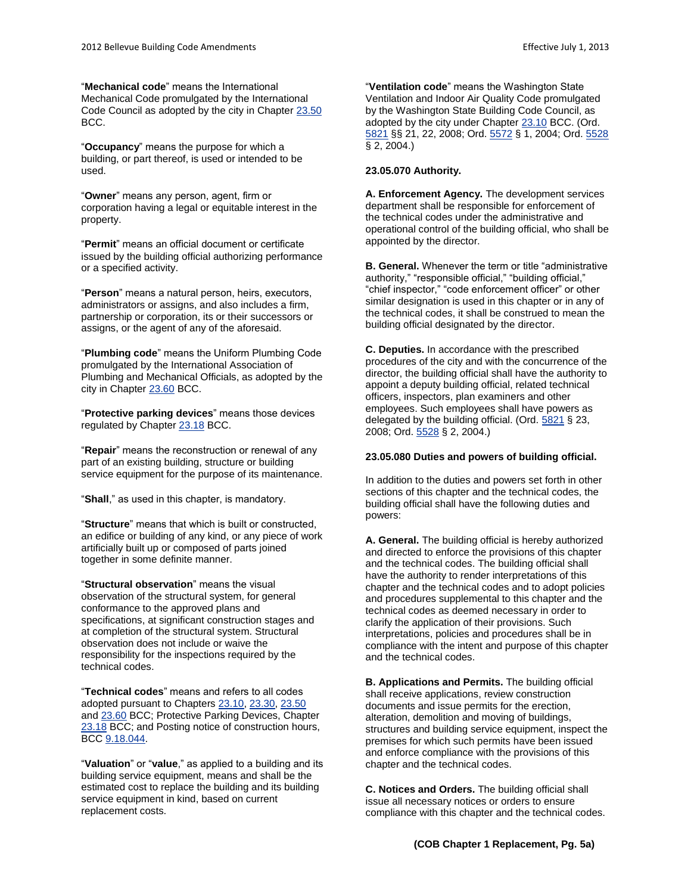"**Mechanical code**" means the International Mechanical Code promulgated by the International Code Council as adopted by the city in Chapter 23.50 BCC.

"**Occupancy**" means the purpose for which a building, or part thereof, is used or intended to be used.

"**Owner**" means any person, agent, firm or corporation having a legal or equitable interest in the property.

"**Permit**" means an official document or certificate issued by the building official authorizing performance or a specified activity.

"**Person**" means a natural person, heirs, executors, administrators or assigns, and also includes a firm, partnership or corporation, its or their successors or assigns, or the agent of any of the aforesaid.

"**Plumbing code**" means the Uniform Plumbing Code promulgated by the International Association of Plumbing and Mechanical Officials, as adopted by the city in Chapter 23.60 BCC.

"**Protective parking devices**" means those devices regulated by Chapter 23.18 BCC.

"**Repair**" means the reconstruction or renewal of any part of an existing building, structure or building service equipment for the purpose of its maintenance.

"**Shall**," as used in this chapter, is mandatory.

"**Structure**" means that which is built or constructed, an edifice or building of any kind, or any piece of work artificially built up or composed of parts joined together in some definite manner.

"**Structural observation**" means the visual observation of the structural system, for general conformance to the approved plans and specifications, at significant construction stages and at completion of the structural system. Structural observation does not include or waive the responsibility for the inspections required by the technical codes.

"**Technical codes**" means and refers to all codes adopted pursuant to Chapters 23.10, 23.30, 23.50 and 23.60 BCC; Protective Parking Devices, Chapter 23.18 BCC; and Posting notice of construction hours, BCC 9.18.044.

"**Valuation**" or "**value**," as applied to a building and its building service equipment, means and shall be the estimated cost to replace the building and its building service equipment in kind, based on current replacement costs.

"**Ventilation code**" means the Washington State Ventilation and Indoor Air Quality Code promulgated by the Washington State Building Code Council, as adopted by the city under Chapter 23.10 BCC. (Ord. 5821 §§ 21, 22, 2008; Ord. 5572 § 1, 2004; Ord. 5528 § 2, 2004.)

**23.05.070 Authority.**

**A. Enforcement Agency.** The development services department shall be responsible for enforcement of the technical codes under the administrative and operational control of the building official, who shall be appointed by the director.

**B. General.** Whenever the term or title "administrative authority," "responsible official," "building official," "chief inspector," "code enforcement officer" or other similar designation is used in this chapter or in any of the technical codes, it shall be construed to mean the building official designated by the director.

**C. Deputies.** In accordance with the prescribed procedures of the city and with the concurrence of the director, the building official shall have the authority to appoint a deputy building official, related technical officers, inspectors, plan examiners and other employees. Such employees shall have powers as delegated by the building official. (Ord. 5821 § 23, 2008; Ord. 5528 § 2, 2004.)

**23.05.080 Duties and powers of building official.**

In addition to the duties and powers set forth in other sections of this chapter and the technical codes, the building official shall have the following duties and powers:

**A. General.** The building official is hereby authorized and directed to enforce the provisions of this chapter and the technical codes. The building official shall have the authority to render interpretations of this chapter and the technical codes and to adopt policies and procedures supplemental to this chapter and the technical codes as deemed necessary in order to clarify the application of their provisions. Such interpretations, policies and procedures shall be in compliance with the intent and purpose of this chapter and the technical codes.

**B. Applications and Permits.** The building official shall receive applications, review construction documents and issue permits for the erection, alteration, demolition and moving of buildings, structures and building service equipment, inspect the premises for which such permits have been issued and enforce compliance with the provisions of this chapter and the technical codes.

**C. Notices and Orders.** The building official shall issue all necessary notices or orders to ensure compliance with this chapter and the technical codes.

**(COB Chapter 1 Replacement, Pg. 5a)**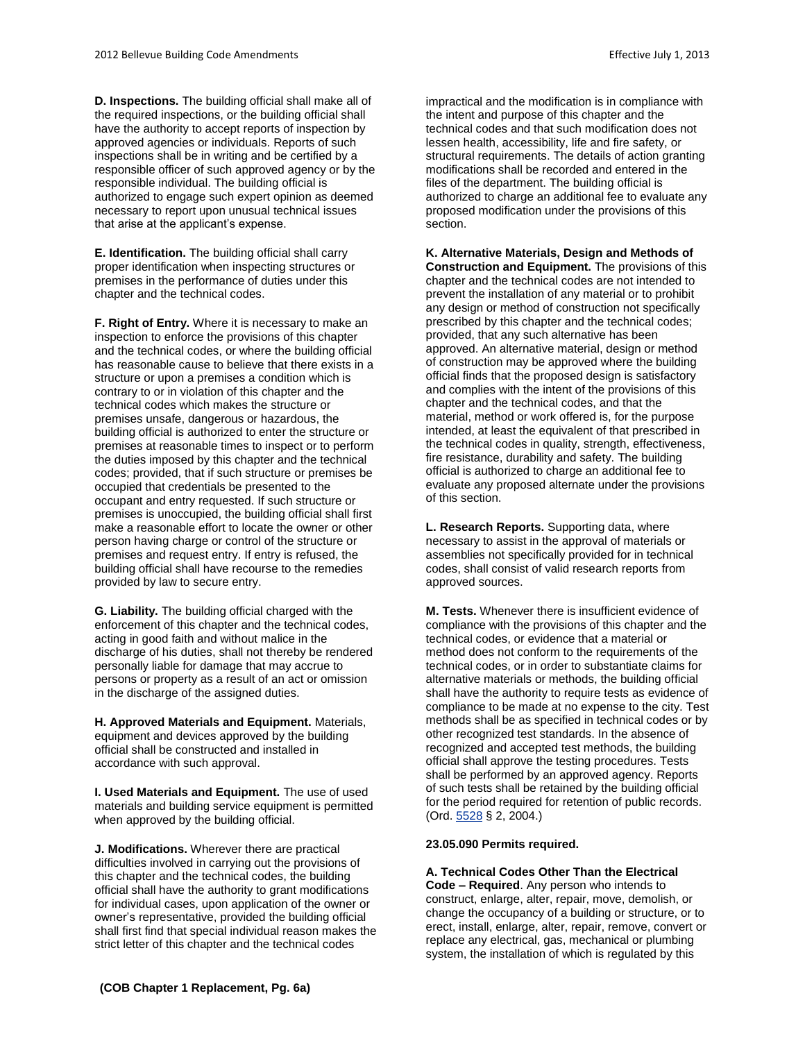**D. Inspections.** The building official shall make all of the required inspections, or the building official shall have the authority to accept reports of inspection by approved agencies or individuals. Reports of such inspections shall be in writing and be certified by a responsible officer of such approved agency or by the responsible individual. The building official is authorized to engage such expert opinion as deemed necessary to report upon unusual technical issues that arise at the applicant's expense.

**E. Identification.** The building official shall carry proper identification when inspecting structures or premises in the performance of duties under this chapter and the technical codes.

**F. Right of Entry.** Where it is necessary to make an inspection to enforce the provisions of this chapter and the technical codes, or where the building official has reasonable cause to believe that there exists in a structure or upon a premises a condition which is contrary to or in violation of this chapter and the technical codes which makes the structure or premises unsafe, dangerous or hazardous, the building official is authorized to enter the structure or premises at reasonable times to inspect or to perform the duties imposed by this chapter and the technical codes; provided, that if such structure or premises be occupied that credentials be presented to the occupant and entry requested. If such structure or premises is unoccupied, the building official shall first make a reasonable effort to locate the owner or other person having charge or control of the structure or premises and request entry. If entry is refused, the building official shall have recourse to the remedies provided by law to secure entry.

**G. Liability.** The building official charged with the enforcement of this chapter and the technical codes, acting in good faith and without malice in the discharge of his duties, shall not thereby be rendered personally liable for damage that may accrue to persons or property as a result of an act or omission in the discharge of the assigned duties.

**H. Approved Materials and Equipment.** Materials, equipment and devices approved by the building official shall be constructed and installed in accordance with such approval.

**I. Used Materials and Equipment.** The use of used materials and building service equipment is permitted when approved by the building official.

**J. Modifications.** Wherever there are practical difficulties involved in carrying out the provisions of this chapter and the technical codes, the building official shall have the authority to grant modifications for individual cases, upon application of the owner or owner's representative, provided the building official shall first find that special individual reason makes the strict letter of this chapter and the technical codes impractical and the modification is in compliance with the intent and purpose of this chapter and the technical codes and that such modification does not lessen health, accessibility, life and fire safety, or structural requirements. The details of action granting modifications shall be recorded and entered in the files of the department. The building official is authorized to charge an additional fee to evaluate any proposed modification under the provisions of this section.

**K. Alternative Materials, Design and Methods of Construction and Equipment.** The provisions of this chapter and the technical codes are not intended to prevent the installation of any material or to prohibit any design or method of construction not specifically prescribed by this chapter and the technical codes; provided, that any such alternative has been approved. An alternative material, design or method of construction may be approved where the building official finds that the proposed design is satisfactory and complies with the intent of the provisions of this chapter and the technical codes, and that the material, method or work offered is, for the purpose intended, at least the equivalent of that prescribed in the technical codes in quality, strength, effectiveness, fire resistance, durability and safety. The building official is authorized to charge an additional fee to evaluate any proposed alternate under the provisions of this section.

**L. Research Reports.** Supporting data, where necessary to assist in the approval of materials or assemblies not specifically provided for in technical codes, shall consist of valid research reports from approved sources.

**M. Tests.** Whenever there is insufficient evidence of compliance with the provisions of this chapter and the technical codes, or evidence that a material or method does not conform to the requirements of the technical codes, or in order to substantiate claims for alternative materials or methods, the building official shall have the authority to require tests as evidence of compliance to be made at no expense to the city. Test methods shall be as specified in technical codes or by other recognized test standards. In the absence of recognized and accepted test methods, the building official shall approve the testing procedures. Tests shall be performed by an approved agency. Reports of such tests shall be retained by the building official for the period required for retention of public records. (Ord. 5528 § 2, 2004.)

**23.05.090 Permits required.**

**A. Technical Codes Other Than the Electrical Code – Required**. Any person who intends to construct, enlarge, alter, repair, move, demolish, or change the occupancy of a building or structure, or to erect, install, enlarge, alter, repair, remove, convert or replace any electrical, gas, mechanical or plumbing system, the installation of which is regulated by this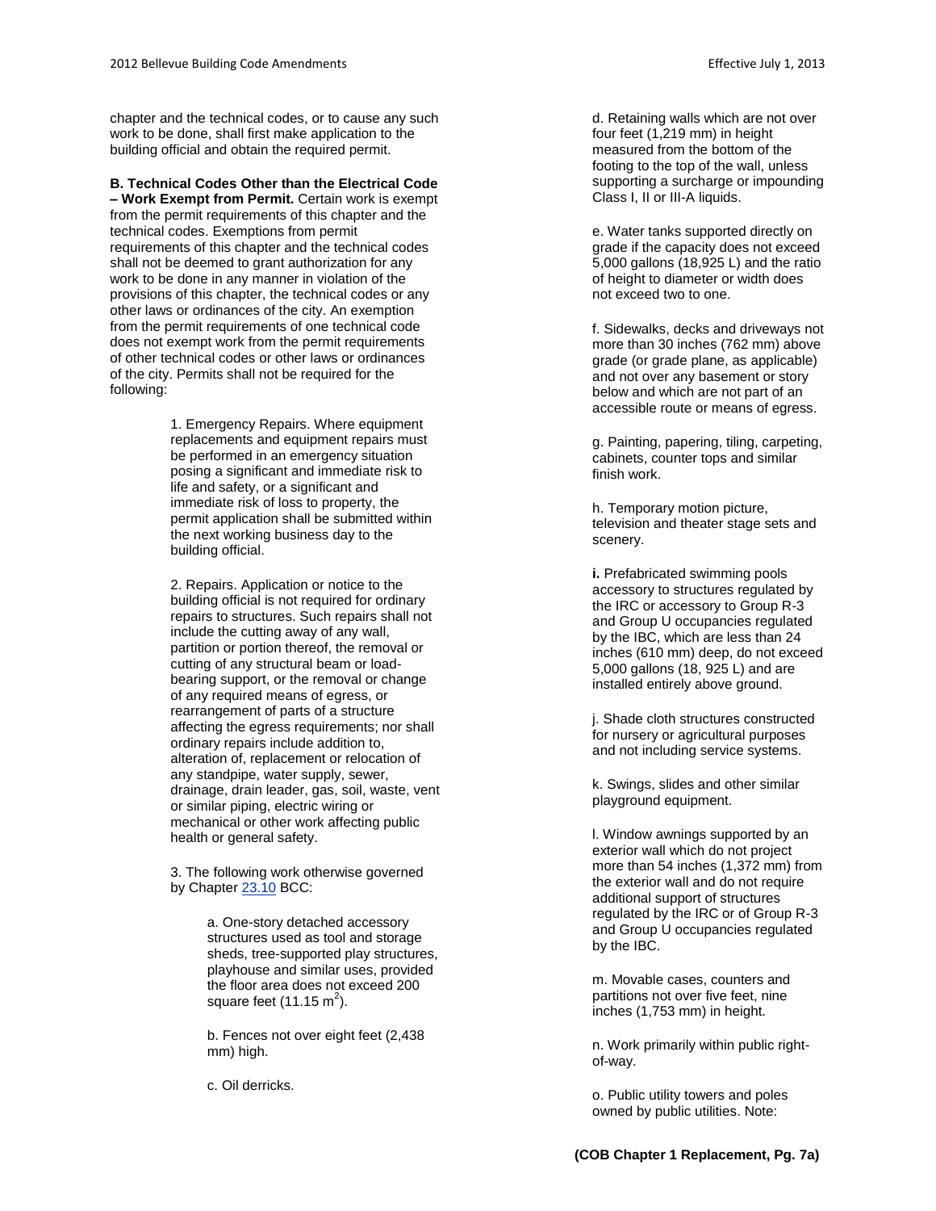chapter and the technical codes, or to cause any such work to be done, shall first make application to the building official and obtain the required permit.

**B. Technical Codes Other than the Electrical Code – Work Exempt from Permit.** Certain work is exempt from the permit requirements of this chapter and the technical codes. Exemptions from permit requirements of this chapter and the technical codes shall not be deemed to grant authorization for any work to be done in any manner in violation of the provisions of this chapter, the technical codes or any other laws or ordinances of the city. An exemption from the permit requirements of one technical code does not exempt work from the permit requirements of other technical codes or other laws or ordinances of the city. Permits shall not be required for the following:

1. Emergency Repairs. Where equipment replacements and equipment repairs must be performed in an emergency situation posing a significant and immediate risk to life and safety, or a significant and immediate risk of loss to property, the permit application shall be submitted within the next working business day to the building official.

2. Repairs. Application or notice to the building official is not required for ordinary repairs to structures. Such repairs shall not include the cutting away of any wall, partition or portion thereof, the removal or cutting of any structural beam or load-bearing support, or the removal or change of any required means of egress, or rearrangement of parts of a structure affecting the egress requirements; nor shall ordinary repairs include addition to, alteration of, replacement or relocation of any standpipe, water supply, sewer, drainage, drain leader, gas, soil, waste, vent or similar piping, electric wiring or mechanical or other work affecting public health or general safety.

3. The following work otherwise governed by Chapter 23.10 BCC:

a. One-story detached accessory structures used as tool and storage sheds, tree-supported play structures, playhouse and similar uses, provided the floor area does not exceed 200 square feet (11.15 $m^2$).

b. Fences not over eight feet (2,438 mm) high.

c. Oil derricks.

d. Retaining walls which are not over four feet (1,219 mm) in height measured from the bottom of the footing to the top of the wall, unless supporting a surcharge or impounding Class I, II or III-A liquids.

e. Water tanks supported directly on grade if the capacity does not exceed 5,000 gallons (18,925 L) and the ratio of height to diameter or width does not exceed two to one.

f. Sidewalks, decks and driveways not more than 30 inches (762 mm) above grade (or grade plane, as applicable) and not over any basement or story below and which are not part of an accessible route or means of egress.

g. Painting, papering, tiling, carpeting, cabinets, counter tops and similar finish work.

h. Temporary motion picture, television and theater stage sets and scenery.

**i.** Prefabricated swimming pools accessory to structures regulated by the IRC or accessory to Group R-3 and Group U occupancies regulated by the IBC, which are less than 24 inches (610 mm) deep, do not exceed 5,000 gallons (18, 925 L) and are installed entirely above ground.

j. Shade cloth structures constructed for nursery or agricultural purposes and not including service systems.

k. Swings, slides and other similar playground equipment.

l. Window awnings supported by an exterior wall which do not project more than 54 inches (1,372 mm) from the exterior wall and do not require additional support of structures regulated by the IRC or of Group R-3 and Group U occupancies regulated by the IBC.

m. Movable cases, counters and partitions not over five feet, nine inches (1,753 mm) in height.

n. Work primarily within public right-of-way.

o. Public utility towers and poles owned by public utilities. Note: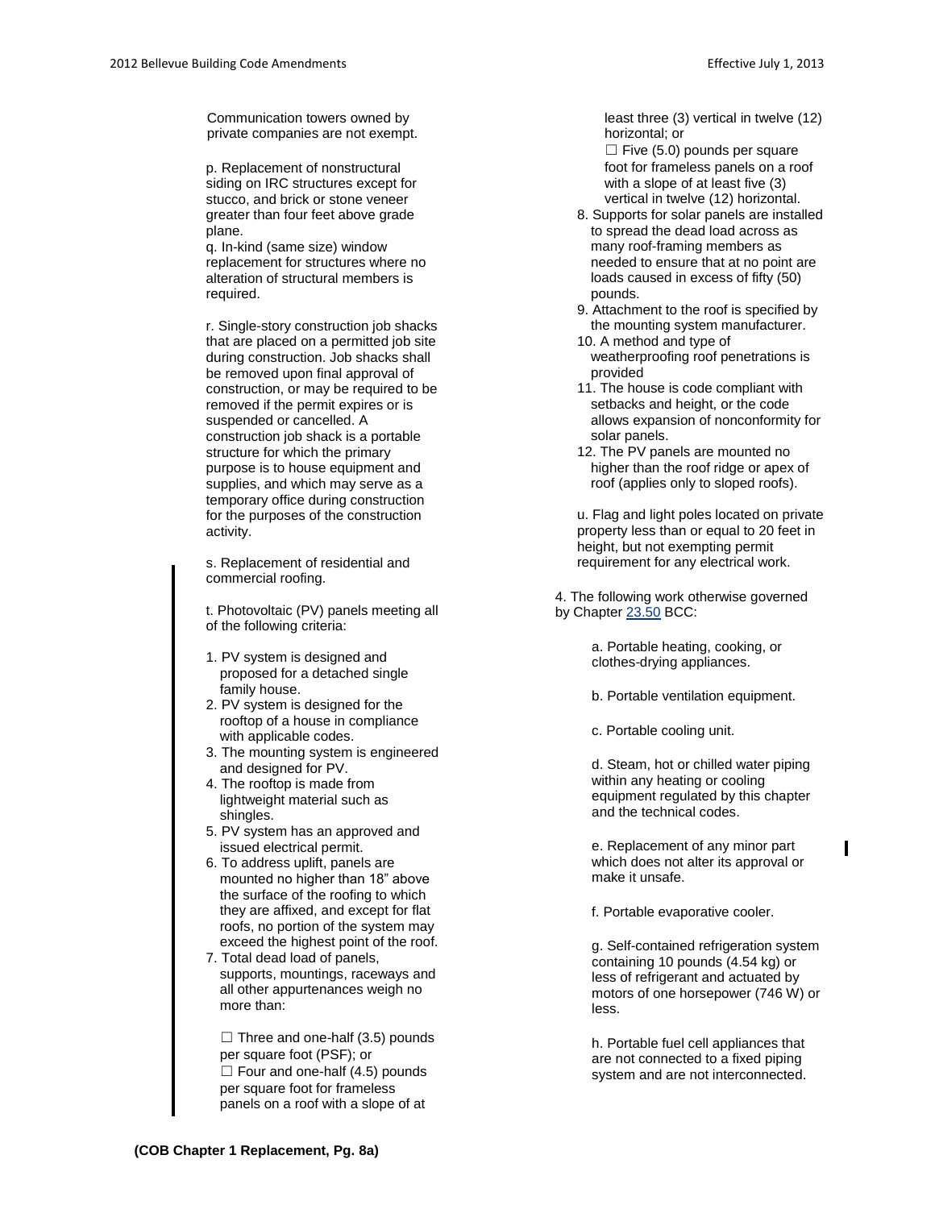Communication towers owned by private companies are not exempt.

p. Replacement of nonstructural siding on IRC structures except for stucco, and brick or stone veneer greater than four feet above grade plane.

q. In-kind (same size) window replacement for structures where no alteration of structural members is required.

r. Single-story construction job shacks that are placed on a permitted job site during construction. Job shacks shall be removed upon final approval of construction, or may be required to be removed if the permit expires or is suspended or cancelled. A construction job shack is a portable structure for which the primary purpose is to house equipment and supplies, and which may serve as a temporary office during construction for the purposes of the construction activity.

s. Replacement of residential and commercial roofing.

t. Photovoltaic (PV) panels meeting all of the following criteria:

1. PV system is designed and proposed for a detached single family house.
2. PV system is designed for the rooftop of a house in compliance with applicable codes.
3. The mounting system is engineered and designed for PV.
4. The rooftop is made from lightweight material such as shingles.
5. PV system has an approved and issued electrical permit.
6. To address uplift, panels are mounted no higher than 18" above the surface of the roofing to which they are affixed, and except for flat roofs, no portion of the system may exceed the highest point of the roof.
7. Total dead load of panels, supports, mountings, raceways and all other appurtenances weigh no more than:

   ☐ Three and one-half (3.5) pounds per square foot (PSF); or
   ☐ Four and one-half (4.5) pounds per square foot for frameless panels on a roof with a slope of at least three (3) vertical in twelve (12) horizontal; or
   ☐ Five (5.0) pounds per square foot for frameless panels for a roof with a slope of at least five (3) vertical in twelve (12) horizontal.
8. Supports for solar panels are installed to spread the dead load across as many roof-framing members as needed to ensure that at no point are loads caused in excess of fifty (50) pounds.
9. Attachment to the roof is specified by the mounting system manufacturer.
10. A method and type of weatherproofing roof penetrations is provided
11. The house is code compliant with setbacks and height, or the code allows expansion of nonconformity for solar panels.
12. The PV panels are mounted no higher than the roof ridge or apex of roof (applies only to sloped roofs).

u. Flag and light poles located on private property less than or equal to 20 feet in height, but not exempting permit requirement for any electrical work.

4. The following work otherwise governed by Chapter 23.50 BCC:

a. Portable heating, cooking, or clothes-drying appliances.

b. Portable ventilation equipment.

c. Portable cooling unit.

d. Steam, hot or chilled water piping within any heating or cooling equipment regulated by this chapter and the technical codes.

e. Replacement of any minor part which does not alter its approval or make it unsafe.

f. Portable evaporative cooler.

g. Self-contained refrigeration system containing 10 pounds (4.54 kg) or less of refrigerant and actuated by motors of one horsepower (746 W) or less.

h. Portable fuel cell appliances that are not connected to a fixed piping system and are not interconnected.

**(COB Chapter 1 Replacement, Pg. 8a)**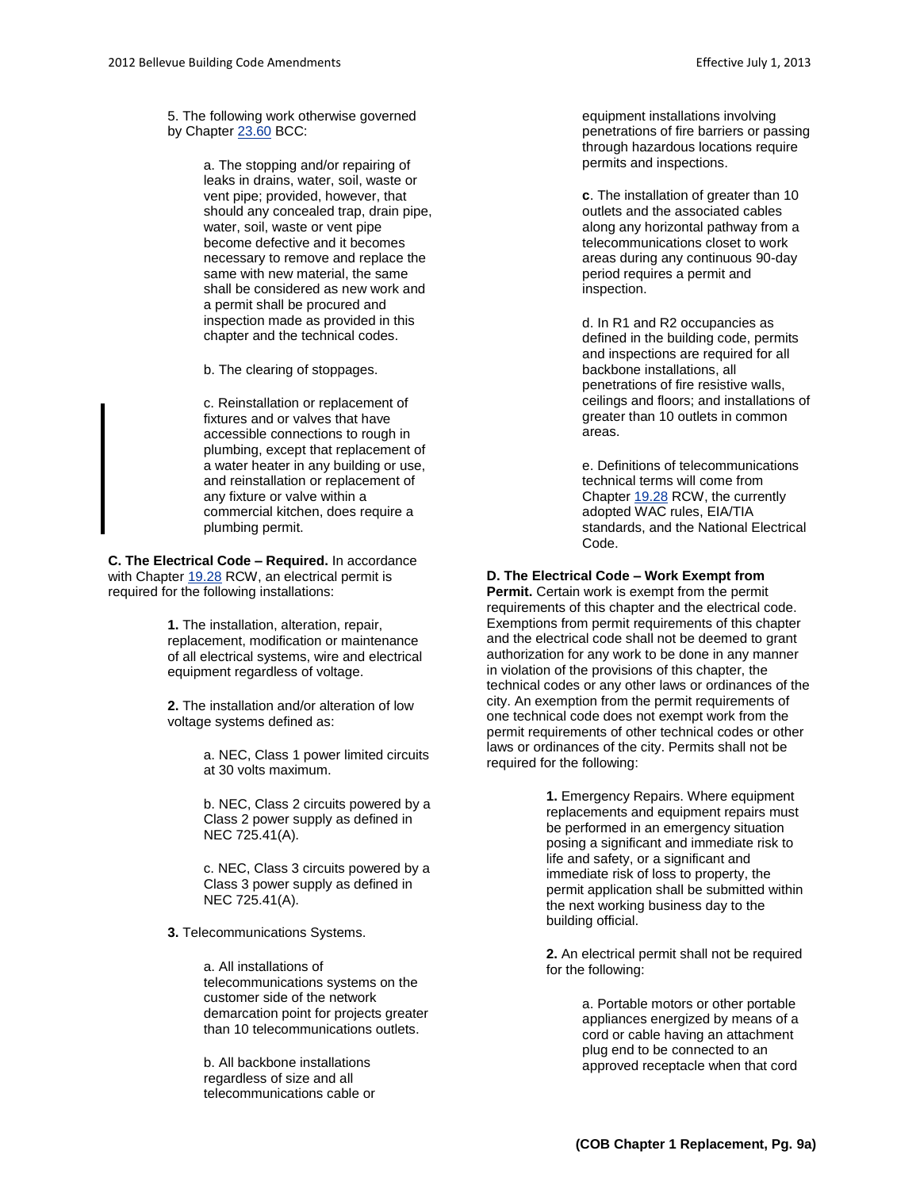5. The following work otherwise governed by Chapter 23.60 BCC:

a. The stopping and/or repairing of leaks in drains, water, soil, waste or vent pipe; provided, however, that should any concealed trap, drain pipe, water, soil, waste or vent pipe become defective and it becomes necessary to remove and replace the same with new material, the same shall be considered as new work and a permit shall be procured and inspection made as provided in this chapter and the technical codes.

b. The clearing of stoppages.

c. Reinstallation or replacement of fixtures and or valves that have accessible connections to rough in plumbing, except that replacement of a water heater in any building or use, and reinstallation or replacement of any fixture or valve within a commercial kitchen, does require a plumbing permit.

**C. The Electrical Code – Required.** In accordance with Chapter 19.28 RCW, an electrical permit is required for the following installations:

**1.** The installation, alteration, repair, replacement, modification or maintenance of all electrical systems, wire and electrical equipment regardless of voltage.

**2.** The installation and/or alteration of low voltage systems defined as:

a. NEC, Class 1 power limited circuits at 30 volts maximum.

b. NEC, Class 2 circuits powered by a Class 2 power supply as defined in NEC 725.41(A).

c. NEC, Class 3 circuits powered by a Class 3 power supply as defined in NEC 725.41(A).

**3.** Telecommunications Systems.

a. All installations of telecommunications systems on the customer side of the network demarcation point for projects greater than 10 telecommunications outlets.

b. All backbone installations regardless of size and all telecommunications cable or equipment installations involving penetrations of fire barriers or passing through hazardous locations require permits and inspections.

**c**. The installation of greater than 10 outlets and the associated cables along any horizontal pathway from a telecommunications closet to work areas during any continuous 90-day period requires a permit and inspection.

d. In R1 and R2 occupancies as defined in the building code, permits and inspections are required for all backbone installations, all penetrations of fire resistive walls, ceilings and floors; and installations of greater than 10 outlets in common areas.

e. Definitions of telecommunications technical terms will come from Chapter 19.28 RCW, the currently adopted WAC rules, EIA/TIA standards, and the National Electrical Code.

**D. The Electrical Code – Work Exempt from Permit.** Certain work is exempt from the permit requirements of this chapter and the electrical code. Exemptions from permit requirements of this chapter and the electrical code shall not be deemed to grant authorization for any work to be done in any manner in violation of the provisions of this chapter, the technical codes or any other laws or ordinances of the city. An exemption from the permit requirements of one technical code does not exempt work from the permit requirements of other technical codes or other laws or ordinances of the city. Permits shall not be required for the following:

**1.** Emergency Repairs. Where equipment replacements and equipment repairs must be performed in an emergency situation posing a significant and immediate risk to life and safety, or a significant and immediate risk of loss to property, the permit application shall be submitted within the next working business day to the building official.

**2.** An electrical permit shall not be required for the following:

a. Portable motors or other portable appliances energized by means of a cord or cable having an attachment plug end to be connected to an approved receptacle when that cord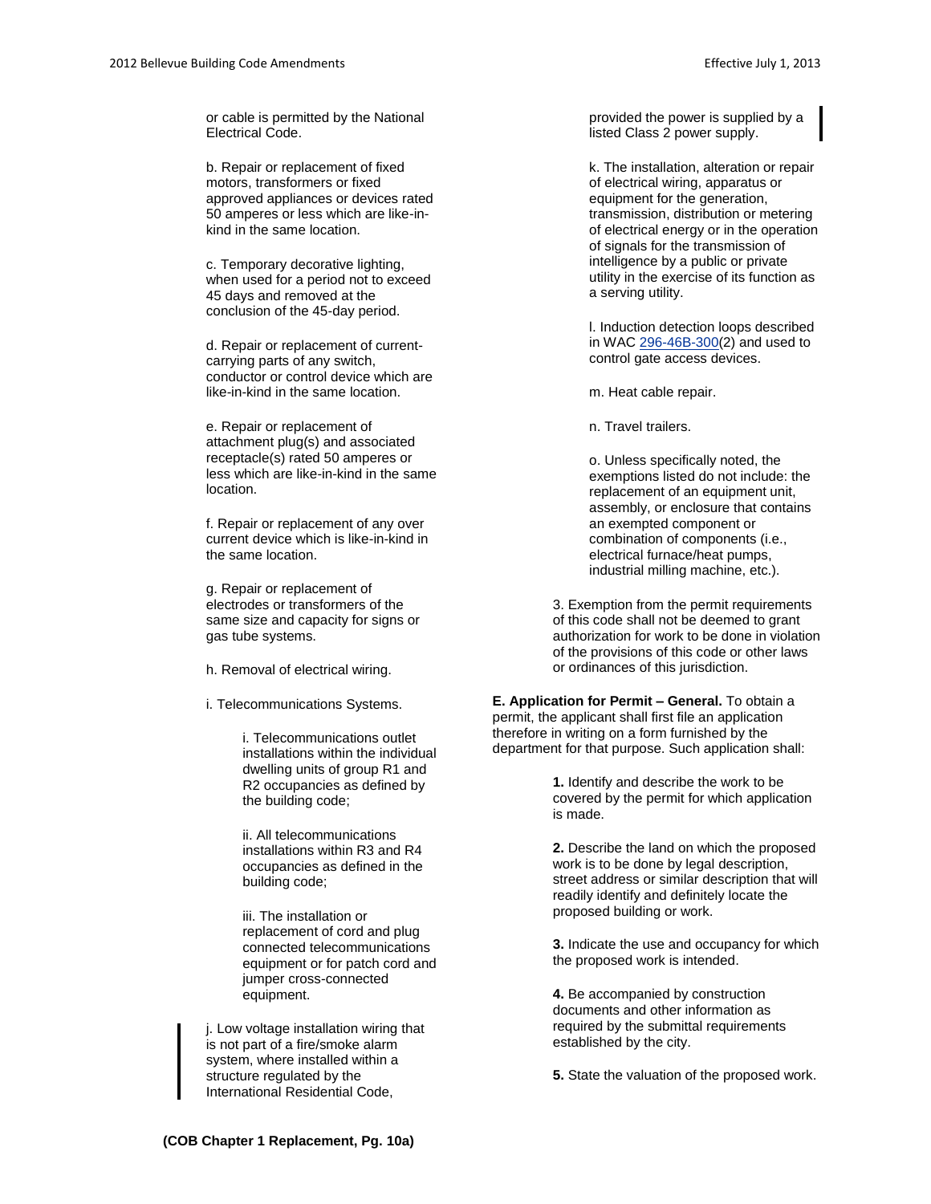or cable is permitted by the National Electrical Code.

b. Repair or replacement of fixed motors, transformers or fixed approved appliances or devices rated 50 amperes or less which are like-in-kind in the same location.

c. Temporary decorative lighting, when used for a period not to exceed 45 days and removed at the conclusion of the 45-day period.

d. Repair or replacement of current-carrying parts of any switch, conductor or control device which are like-in-kind in the same location.

e. Repair or replacement of attachment plug(s) and associated receptacle(s) rated 50 amperes or less which are like-in-kind in the same location.

f. Repair or replacement of any over current device which is like-in-kind in the same location.

g. Repair or replacement of electrodes or transformers of the same size and capacity for signs or gas tube systems.

h. Removal of electrical wiring.

i. Telecommunications Systems.

i. Telecommunications outlet installations within the individual dwelling units of group R1 and R2 occupancies as defined by the building code;

ii. All telecommunications installations within R3 and R4 occupancies as defined in the building code;

iii. The installation or replacement of cord and plug connected telecommunications equipment or for patch cord and jumper cross-connected equipment.

j. Low voltage installation wiring that is not part of a fire/smoke alarm system, where installed within a structure regulated by the International Residential Code, provided the power is supplied by a listed Class 2 power supply.

k. The installation, alteration or repair of electrical wiring, apparatus or equipment for the generation, transmission, distribution or metering of electrical energy or in the operation of signals for the transmission of intelligence by a public or private utility in the exercise of its function as a serving utility.

l. Induction detection loops described in WAC 296-46B-300(2) and used to control gate access devices.

m. Heat cable repair.

n. Travel trailers.

o. Unless specifically noted, the exemptions listed do not include: the replacement of an equipment unit, assembly, or enclosure that contains an exempted component or combination of components (i.e., electrical furnace/heat pumps, industrial milling machine, etc.).

3. Exemption from the permit requirements of this code shall not be deemed to grant authorization for work to be done in violation of the provisions of this code or other laws or ordinances of this jurisdiction.

**E. Application for Permit – General.** To obtain a permit, the applicant shall first file an application therefore in writing on a form furnished by the department for that purpose. Such application shall:

**1.** Identify and describe the work to be covered by the permit for which application is made.

**2.** Describe the land on which the proposed work is to be done by legal description, street address or similar description that will readily identify and definitely locate the proposed building or work.

**3.** Indicate the use and occupancy for which the proposed work is intended.

**4.** Be accompanied by construction documents and other information as required by the submittal requirements established by the city.

**5.** State the valuation of the proposed work.

**(COB Chapter 1 Replacement, Pg. 10a)**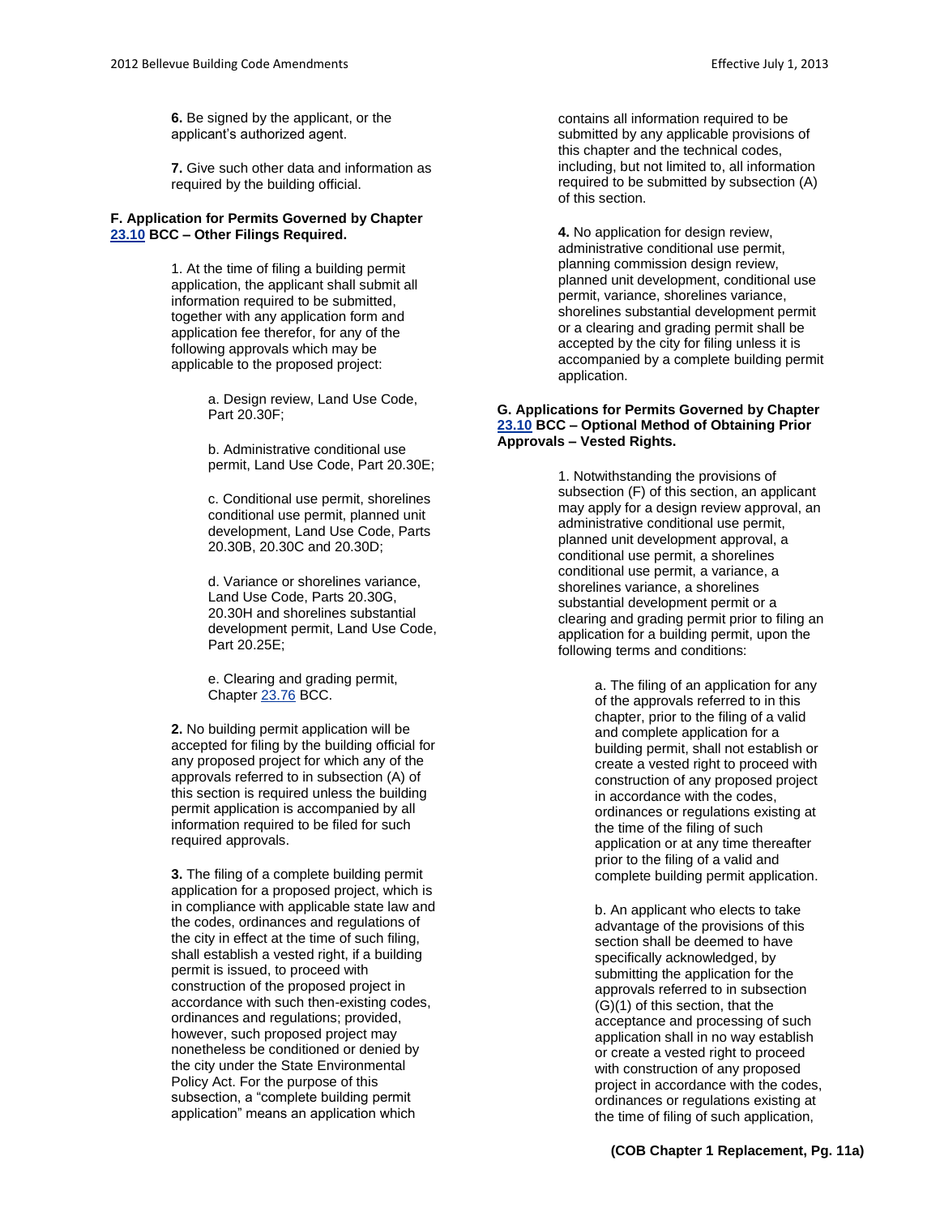**6.** Be signed by the applicant, or the applicant's authorized agent.

**7.** Give such other data and information as required by the building official.

**F. Application for Permits Governed by Chapter 23.10 BCC – Other Filings Required.**

1. At the time of filing a building permit application, the applicant shall submit all information required to be submitted, together with any application form and application fee therefor, for any of the following approvals which may be applicable to the proposed project:

a. Design review, Land Use Code, Part 20.30F;

b. Administrative conditional use permit, Land Use Code, Part 20.30E;

c. Conditional use permit, shorelines conditional use permit, planned unit development, Land Use Code, Parts 20.30B, 20.30C and 20.30D;

d. Variance or shorelines variance, Land Use Code, Parts 20.30G, 20.30H and shorelines substantial development permit, Land Use Code, Part 20.25E;

e. Clearing and grading permit, Chapter 23.76 BCC.

**2.** No building permit application will be accepted for filing by the building official for any proposed project for which any of the approvals referred to in subsection (A) of this section is required unless the building permit application is accompanied by all information required to be filed for such required approvals.

**3.** The filing of a complete building permit application for a proposed project, which is in compliance with applicable state law and the codes, ordinances and regulations of the city in effect at the time of such filing, shall establish a vested right, if a building permit is issued, to proceed with construction of the proposed project in accordance with such then-existing codes, ordinances and regulations; provided, however, such proposed project may nonetheless be conditioned or denied by the city under the State Environmental Policy Act. For the purpose of this subsection, a "complete building permit application" means an application which contains all information required to be submitted by any applicable provisions of this chapter and the technical codes, including, but not limited to, all information required to be submitted by subsection (A) of this section.

**4.** No application for design review, administrative conditional use permit, planning commission design review, planned unit development, conditional use permit, variance, shorelines variance, shorelines substantial development permit or a clearing and grading permit shall be accepted by the city for filing unless it is accompanied by a complete building permit application.

**G. Applications for Permits Governed by Chapter 23.10 BCC – Optional Method of Obtaining Prior Approvals – Vested Rights.**

1. Notwithstanding the provisions of subsection (F) of this section, an applicant may apply for a design review approval, an administrative conditional use permit, planned unit development approval, a conditional use permit, a shorelines conditional use permit, a variance, a shorelines variance, a shorelines substantial development permit or a clearing and grading permit prior to filing an application for a building permit, upon the following terms and conditions:

a. The filing of an application for any of the approvals referred to in this chapter, prior to the filing of a valid and complete application for a building permit, shall not establish or create a vested right to proceed with construction of any proposed project in accordance with the codes, ordinances or regulations existing at the time of the filing of such application or at any time thereafter prior to the filing of a valid and complete building permit application.

b. An applicant who elects to take advantage of the provisions of this section shall be deemed to have specifically acknowledged, by submitting the application for the approvals referred to in subsection (G)(1) of this section, that the acceptance and processing of such application shall in no way establish or create a vested right to proceed with construction of any proposed project in accordance with the codes, ordinances or regulations existing at the time of filing of such application,

**(COB Chapter 1 Replacement, Pg. 11a)**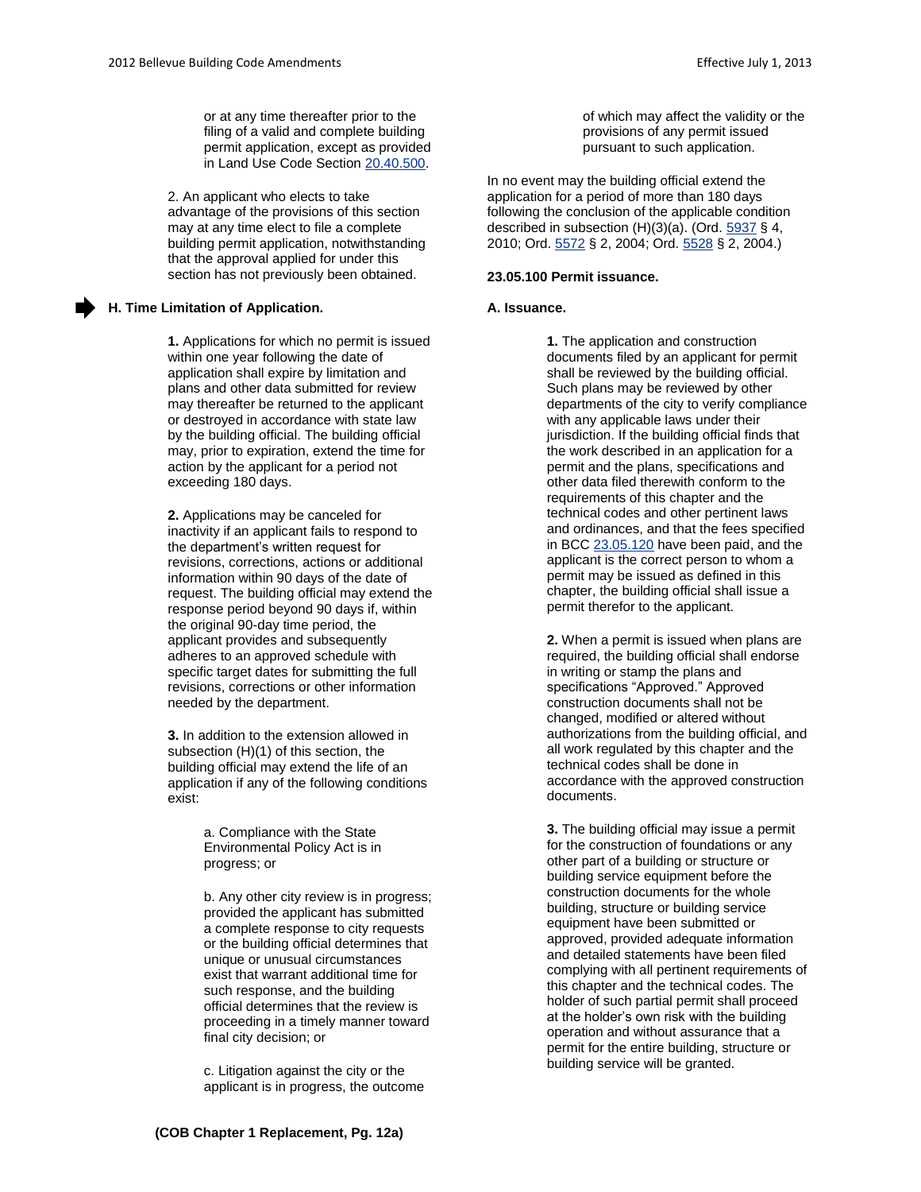or at any time thereafter prior to the filing of a valid and complete building permit application, except as provided in Land Use Code Section 20.40.500.

2. An applicant who elects to take advantage of the provisions of this section may at any time elect to file a complete building permit application, notwithstanding that the approval applied for under this section has not previously been obtained.

**H. Time Limitation of Application.**

**1.** Applications for which no permit is issued within one year following the date of application shall expire by limitation and plans and other data submitted for review may thereafter be returned to the applicant or destroyed in accordance with state law by the building official. The building official may, prior to expiration, extend the time for action by the applicant for a period not exceeding 180 days.

**2.** Applications may be canceled for inactivity if an applicant fails to respond to the department's written request for revisions, corrections, actions or additional information within 90 days of the date of request. The building official may extend the response period beyond 90 days if, within the original 90-day time period, the applicant provides and subsequently adheres to an approved schedule with specific target dates for submitting the full revisions, corrections or other information needed by the department.

**3.** In addition to the extension allowed in subsection (H)(1) of this section, the building official may extend the life of an application if any of the following conditions exist:

a. Compliance with the State Environmental Policy Act is in progress; or

b. Any other city review is in progress; provided the applicant has submitted a complete response to city requests or the building official determines that unique or unusual circumstances exist that warrant additional time for such response, and the building official determines that the review is proceeding in a timely manner toward final city decision; or

c. Litigation against the city or the applicant is in progress, the outcome of which may affect the validity or the provisions of any permit issued pursuant to such application.

In no event may the building official extend the application for a period of more than 180 days following the conclusion of the applicable condition described in subsection (H)(3)(a). (Ord. 5937 § 4, 2010; Ord. 5572 § 2, 2004; Ord. 5528 § 2, 2004.)

**23.05.100 Permit issuance.**

**A. Issuance.**

**1.** The application and construction documents filed by an applicant for permit shall be reviewed by the building official. Such plans may be reviewed by other departments of the city to verify compliance with any applicable laws under their jurisdiction. If the building official finds that the work described in an application for a permit and the plans, specifications and other data filed therewith conform to the requirements of this chapter and the technical codes and other pertinent laws and ordinances, and that the fees specified in BCC 23.05.120 have been paid, and the applicant is the correct person to whom a permit may be issued as defined in this chapter, the building official shall issue a permit therefor to the applicant.

**2.** When a permit is issued when plans are required, the building official shall endorse in writing or stamp the plans and specifications "Approved." Approved construction documents shall not be changed, modified or altered without authorizations from the building official, and all work regulated by this chapter and the technical codes shall be done in accordance with the approved construction documents.

**3.** The building official may issue a permit for the construction of foundations or any other part of a building or structure or building service equipment before the construction documents for the whole building, structure or building service equipment have been submitted or approved, provided adequate information and detailed statements have been filed complying with all pertinent requirements of this chapter and the technical codes. The holder of such partial permit shall proceed at the holder's own risk with the building operation and without assurance that a permit for the entire building, structure or building service will be granted.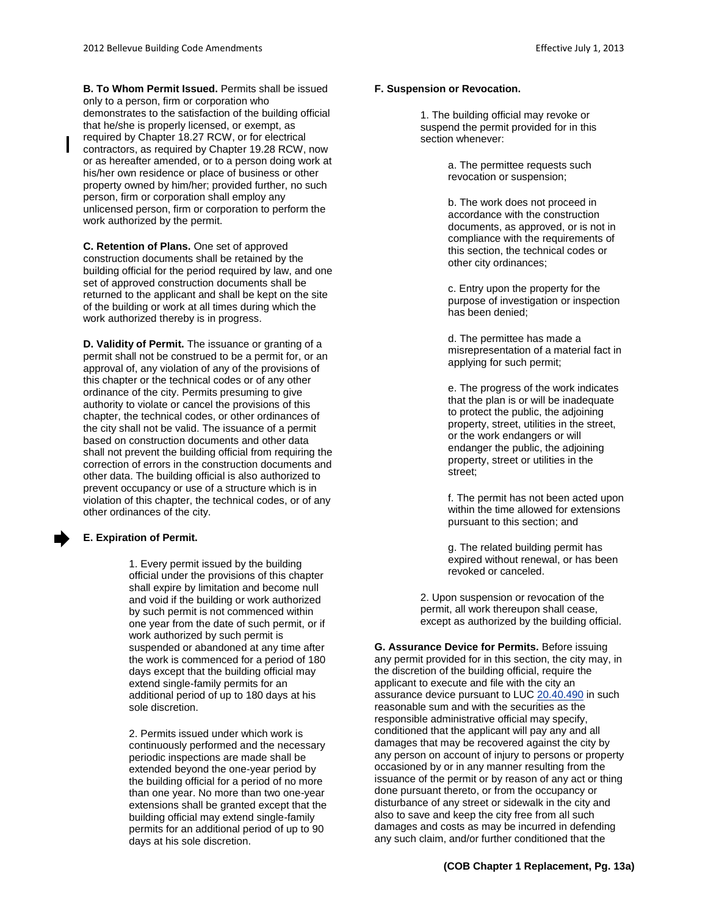**B. To Whom Permit Issued.** Permits shall be issued only to a person, firm or corporation who demonstrates to the satisfaction of the building official that he/she is properly licensed, or exempt, as required by Chapter 18.27 RCW, or for electrical contractors, as required by Chapter 19.28 RCW, now or as hereafter amended, or to a person doing work at his/her own residence or place of business or other property owned by him/her; provided further, no such person, firm or corporation shall employ any unlicensed person, firm or corporation to perform the work authorized by the permit.

**C. Retention of Plans.** One set of approved construction documents shall be retained by the building official for the period required by law, and one set of approved construction documents shall be returned to the applicant and shall be kept on the site of the building or work at all times during which the work authorized thereby is in progress.

**D. Validity of Permit.** The issuance or granting of a permit shall not be construed to be a permit for, or an approval of, any violation of any of the provisions of this chapter or the technical codes or of any other ordinance of the city. Permits presuming to give authority to violate or cancel the provisions of this chapter, the technical codes, or other ordinances of the city shall not be valid. The issuance of a permit based on construction documents and other data shall not prevent the building official from requiring the correction of errors in the construction documents and other data. The building official is also authorized to prevent occupancy or use of a structure which is in violation of this chapter, the technical codes, or of any other ordinances of the city.

**E. Expiration of Permit.**

1. Every permit issued by the building official under the provisions of this chapter shall expire by limitation and become null and void if the building or work authorized by such permit is not commenced within one year from the date of such permit, or if work authorized by such permit is suspended or abandoned at any time after the work is commenced for a period of 180 days except that the building official may extend single-family permits for an additional period of up to 180 days at his sole discretion.

2. Permits issued under which work is continuously performed and the necessary periodic inspections are made shall be extended beyond the one-year period by the building official for a period of no more than one year. No more than two one-year extensions shall be granted except that the building official may extend single-family permits for an additional period of up to 90 days at his sole discretion.

**F. Suspension or Revocation.**

1. The building official may revoke or suspend the permit provided for in this section whenever:

a. The permittee requests such revocation or suspension;

b. The work does not proceed in accordance with the construction documents, as approved, or is not in compliance with the requirements of this section, the technical codes or other city ordinances;

c. Entry upon the property for the purpose of investigation or inspection has been denied;

d. The permittee has made a misrepresentation of a material fact in applying for such permit;

e. The progress of the work indicates that the plan is or will be inadequate to protect the public, the adjoining property, street, utilities in the street, or the work endangers or will endanger the public, the adjoining property, street or utilities in the street;

f. The permit has not been acted upon within the time allowed for extensions pursuant to this section; and

g. The related building permit has expired without renewal, or has been revoked or canceled.

2. Upon suspension or revocation of the permit, all work thereupon shall cease, except as authorized by the building official.

**G. Assurance Device for Permits.** Before issuing any permit provided for in this section, the city may, in the discretion of the building official, require the applicant to execute and file with the city an assurance device pursuant to LUC 20.40.490 in such reasonable sum and with the securities as the responsible administrative official may specify, conditioned that the applicant will pay any and all damages that may be recovered against the city by any person on account of injury to persons or property occasioned by or in any manner resulting from the issuance of the permit or by reason of any act or thing done pursuant thereto, or from the occupancy or disturbance of any street or sidewalk in the city and also to save and keep the city free from all such damages and costs as may be incurred in defending any such claim, and/or further conditioned that the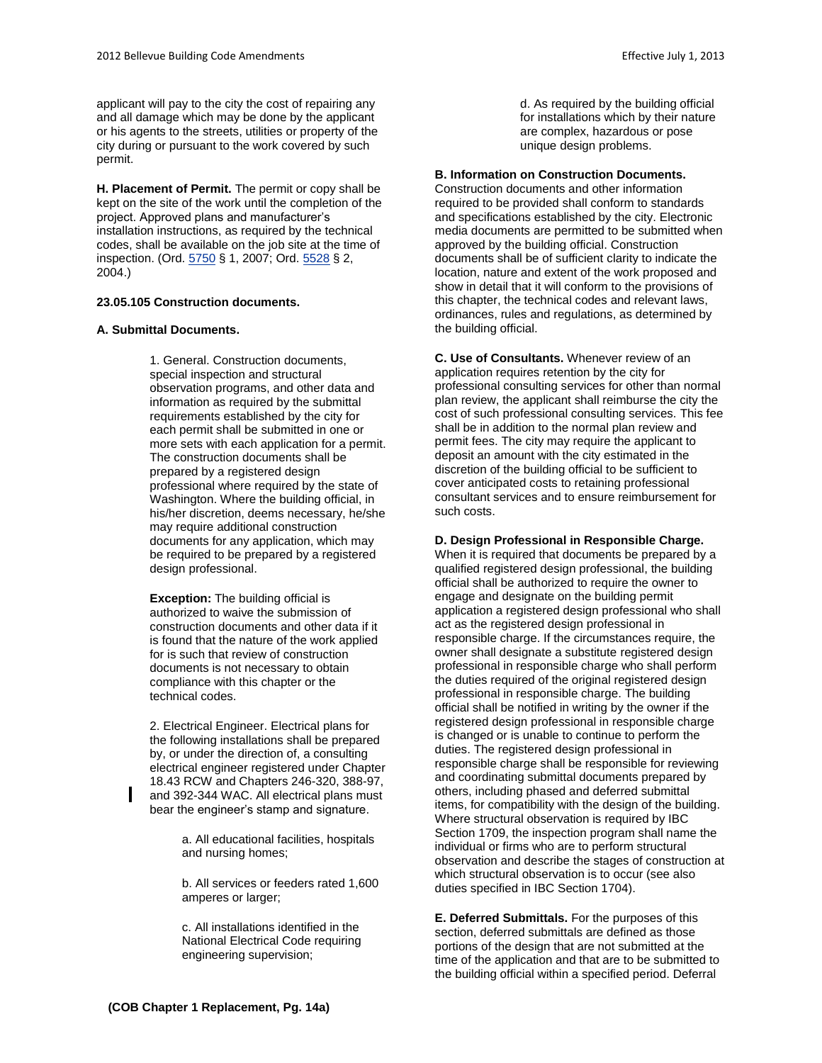applicant will pay to the city the cost of repairing any and all damage which may be done by the applicant or his agents to the streets, utilities or property of the city during or pursuant to the work covered by such permit.

**H. Placement of Permit.** The permit or copy shall be kept on the site of the work until the completion of the project. Approved plans and manufacturer's installation instructions, as required by the technical codes, shall be available on the job site at the time of inspection. (Ord. 5750 § 1, 2007; Ord. 5528 § 2, 2004.)

**23.05.105 Construction documents.**

**A. Submittal Documents.**

1. General. Construction documents, special inspection and structural observation programs, and other data and information as required by the submittal requirements established by the city for each permit shall be submitted in one or more sets with each application for a permit. The construction documents shall be prepared by a registered design professional where required by the state of Washington. Where the building official, in his/her discretion, deems necessary, he/she may require additional construction documents for any application, which may be required to be prepared by a registered design professional.

**Exception:** The building official is authorized to waive the submission of construction documents and other data if it is found that the nature of the work applied for is such that review of construction documents is not necessary to obtain compliance with this chapter or the technical codes.

2. Electrical Engineer. Electrical plans for the following installations shall be prepared by, or under the direction of, a consulting electrical engineer registered under Chapter 18.43 RCW and Chapters 246-320, 388-97, and 392-344 WAC. All electrical plans must bear the engineer's stamp and signature.

a. All educational facilities, hospitals and nursing homes;

b. All services or feeders rated 1,600 amperes or larger;

c. All installations identified in the National Electrical Code requiring engineering supervision;

d. As required by the building official for installations which by their nature are complex, hazardous or pose unique design problems.

**B. Information on Construction Documents.** Construction documents and other information required to be provided shall conform to standards and specifications established by the city. Electronic media documents are permitted to be submitted when approved by the building official. Construction documents shall be of sufficient clarity to indicate the location, nature and extent of the work proposed and show in detail that it will conform to the provisions of this chapter, the technical codes and relevant laws, ordinances, rules and regulations, as determined by the building official.

**C. Use of Consultants.** Whenever review of an application requires retention by the city for professional consulting services for other than normal plan review, the applicant shall reimburse the city the cost of such professional consulting services. This fee shall be in addition to the normal plan review and permit fees. The city may require the applicant to deposit an amount with the city estimated in the discretion of the building official to be sufficient to cover anticipated costs to retaining professional consultant services and to ensure reimbursement for such costs.

**D. Design Professional in Responsible Charge.** When it is required that documents be prepared by a qualified registered design professional, the building official shall be authorized to require the owner to engage and designate on the building permit application a registered design professional who shall act as the registered design professional in responsible charge. If the circumstances require, the owner shall designate a substitute registered design professional in responsible charge who shall perform the duties required of the original registered design professional in responsible charge. The building official shall be notified in writing by the owner if the registered design professional in responsible charge is changed or is unable to continue to perform the duties. The registered design professional in responsible charge shall be responsible for reviewing and coordinating submittal documents prepared by others, including phased and deferred submittal items, for compatibility with the design of the building. Where structural observation is required by IBC Section 1709, the inspection program shall name the individual or firms who are to perform structural observation and describe the stages of construction at which structural observation is to occur (see also duties specified in IBC Section 1704).

**E. Deferred Submittals.** For the purposes of this section, deferred submittals are defined as those portions of the design that are not submitted at the time of the application and that are to be submitted to the building official within a specified period. Deferral

**(COB Chapter 1 Replacement, Pg. 14a)**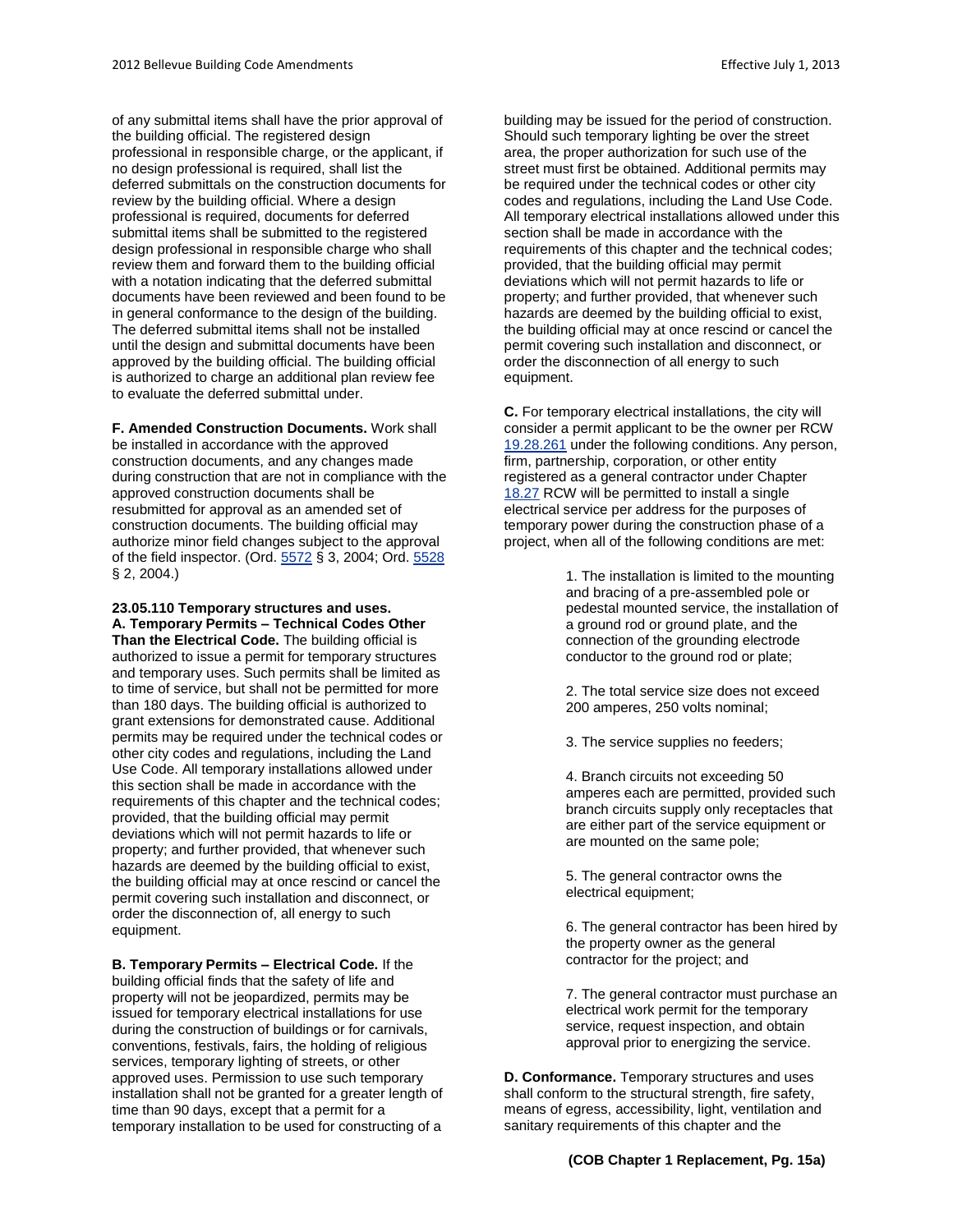of any submittal items shall have the prior approval of the building official. The registered design professional in responsible charge, or the applicant, if no design professional is required, shall list the deferred submittals on the construction documents for review by the building official. Where a design professional is required, documents for deferred submittal items shall be submitted to the registered design professional in responsible charge who shall review them and forward them to the building official with a notation indicating that the deferred submittal documents have been reviewed and been found to be in general conformance to the design of the building. The deferred submittal items shall not be installed until the design and submittal documents have been approved by the building official. The building official is authorized to charge an additional plan review fee to evaluate the deferred submittal under.

**F. Amended Construction Documents.** Work shall be installed in accordance with the approved construction documents, and any changes made during construction that are not in compliance with the approved construction documents shall be resubmitted for approval as an amended set of construction documents. The building official may authorize minor field changes subject to the approval of the field inspector. (Ord. 5572 § 3, 2004; Ord. 5528 § 2, 2004.)

**23.05.110 Temporary structures and uses.**

**A. Temporary Permits – Technical Codes Other Than the Electrical Code.** The building official is authorized to issue a permit for temporary structures and temporary uses. Such permits shall be limited as to time of service, but shall not be permitted for more than 180 days. The building official is authorized to grant extensions for demonstrated cause. Additional permits may be required under the technical codes or other city codes and regulations, including the Land Use Code. All temporary installations allowed under this section shall be made in accordance with the requirements of this chapter and the technical codes; provided, that the building official may permit deviations which will not permit hazards to life or property; and further provided, that whenever such hazards are deemed by the building official to exist, the building official may at once rescind or cancel the permit covering such installation and disconnect, or order the disconnection of, all energy to such equipment.

**B. Temporary Permits – Electrical Code.** If the building official finds that the safety of life and property will not be jeopardized, permits may be issued for temporary electrical installations for use during the construction of buildings or for carnivals, conventions, festivals, fairs, the holding of religious services, temporary lighting of streets, or other approved uses. Permission to use such temporary installation shall not be granted for a greater length of time than 90 days, except that a permit for a temporary installation to be used for constructing of a building may be issued for the period of construction. Should such temporary lighting be over the street area, the proper authorization for such use of the street must first be obtained. Additional permits may be required under the technical codes or other city codes and regulations, including the Land Use Code. All temporary electrical installations allowed under this section shall be made in accordance with the requirements of this chapter and the technical codes; provided, that the building official may permit deviations which will not permit hazards to life or property; and further provided, that whenever such hazards are deemed by the building official to exist, the building official may at once rescind or cancel the permit covering such installation and disconnect, or order the disconnection of all energy to such equipment.

**C.** For temporary electrical installations, the city will consider a permit applicant to be the owner per RCW 19.28.261 under the following conditions. Any person, firm, partnership, corporation, or other entity registered as a general contractor under Chapter 18.27 RCW will be permitted to install a single electrical service per address for the purposes of temporary power during the construction phase of a project, when all of the following conditions are met:

1. The installation is limited to the mounting and bracing of a pre-assembled pole or pedestal mounted service, the installation of a ground rod or ground plate, and the connection of the grounding electrode conductor to the ground rod or plate;

2. The total service size does not exceed 200 amperes, 250 volts nominal;

3. The service supplies no feeders;

4. Branch circuits not exceeding 50 amperes each are permitted, provided such branch circuits supply only receptacles that are either part of the service equipment or are mounted on the same pole;

5. The general contractor owns the electrical equipment;

6. The general contractor has been hired by the property owner as the general contractor for the project; and

7. The general contractor must purchase an electrical work permit for the temporary service, request inspection, and obtain approval prior to energizing the service.

**D. Conformance.** Temporary structures and uses shall conform to the structural strength, fire safety, means of egress, accessibility, light, ventilation and sanitary requirements of this chapter and the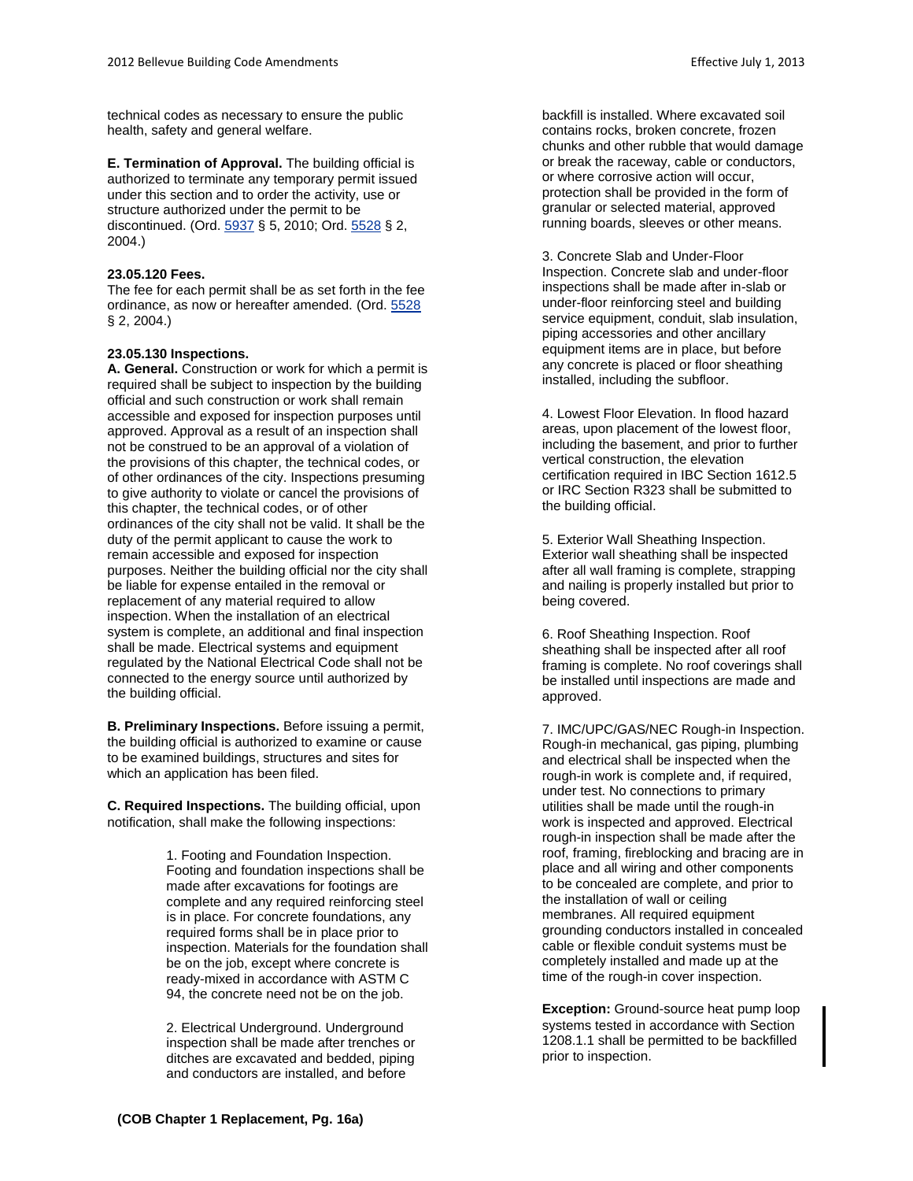technical codes as necessary to ensure the public health, safety and general welfare.

**E. Termination of Approval.** The building official is authorized to terminate any temporary permit issued under this section and to order the activity, use or structure authorized under the permit to be discontinued. (Ord. 5937 § 5, 2010; Ord. 5528 § 2, 2004.)

**23.05.120 Fees.**
The fee for each permit shall be as set forth in the fee ordinance, as now or hereafter amended. (Ord. 5528 § 2, 2004.)

**23.05.130 Inspections.**
**A. General.** Construction or work for which a permit is required shall be subject to inspection by the building official and such construction or work shall remain accessible and exposed for inspection purposes until approved. Approval as a result of an inspection shall not be construed to be an approval of a violation of the provisions of this chapter, the technical codes, or of other ordinances of the city. Inspections presuming to give authority to violate or cancel the provisions of this chapter, the technical codes, or of other ordinances of the city shall not be valid. It shall be the duty of the permit applicant to cause the work to remain accessible and exposed for inspection purposes. Neither the building official nor the city shall be liable for expense entailed in the removal or replacement of any material required to allow inspection. When the installation of an electrical system is complete, an additional and final inspection shall be made. Electrical systems and equipment regulated by the National Electrical Code shall not be connected to the energy source until authorized by the building official.

**B. Preliminary Inspections.** Before issuing a permit, the building official is authorized to examine or cause to be examined buildings, structures and sites for which an application has been filed.

**C. Required Inspections.** The building official, upon notification, shall make the following inspections:

1. Footing and Foundation Inspection. Footing and foundation inspections shall be made after excavations for footings are complete and any required reinforcing steel is in place. For concrete foundations, any required forms shall be in place prior to inspection. Materials for the foundation shall be on the job, except where concrete is ready-mixed in accordance with ASTM C 94, the concrete need not be on the job.

2. Electrical Underground. Underground inspection shall be made after trenches or ditches are excavated and bedded, piping and conductors are installed, and before backfill is installed. Where excavated soil contains rocks, broken concrete, frozen chunks and other rubble that would damage or break the raceway, cable or conductors, or where corrosive action will occur, protection shall be provided in the form of granular or selected material, approved running boards, sleeves or other means.

3. Concrete Slab and Under-Floor Inspection. Concrete slab and under-floor inspections shall be made after in-slab or under-floor reinforcing steel and building service equipment, conduit, slab insulation, piping accessories and other ancillary equipment items are in place, but before any concrete is placed or floor sheathing installed, including the subfloor.

4. Lowest Floor Elevation. In flood hazard areas, upon placement of the lowest floor, including the basement, and prior to further vertical construction, the elevation certification required in IBC Section 1612.5 or IRC Section R323 shall be submitted to the building official.

5. Exterior Wall Sheathing Inspection. Exterior wall sheathing shall be inspected after all wall framing is complete, strapping and nailing is properly installed but prior to being covered.

6. Roof Sheathing Inspection. Roof sheathing shall be inspected after all roof framing is complete. No roof coverings shall be installed until inspections are made and approved.

7. IMC/UPC/GAS/NEC Rough-in Inspection. Rough-in mechanical, gas piping, plumbing and electrical shall be inspected when the rough-in work is complete and, if required, under test. No connections to primary utilities shall be made until the rough-in work is inspected and approved. Electrical rough-in inspection shall be made after the roof, framing, fireblocking and bracing are in place and all wiring and other components to be concealed are complete, and prior to the installation of wall or ceiling membranes. All required equipment grounding conductors installed in concealed cable or flexible conduit systems must be completely installed and made up at the time of the rough-in cover inspection.

**Exception:** Ground-source heat pump loop systems tested in accordance with Section 1208.1.1 shall be permitted to be backfilled prior to inspection.

**(COB Chapter 1 Replacement, Pg. 16a)**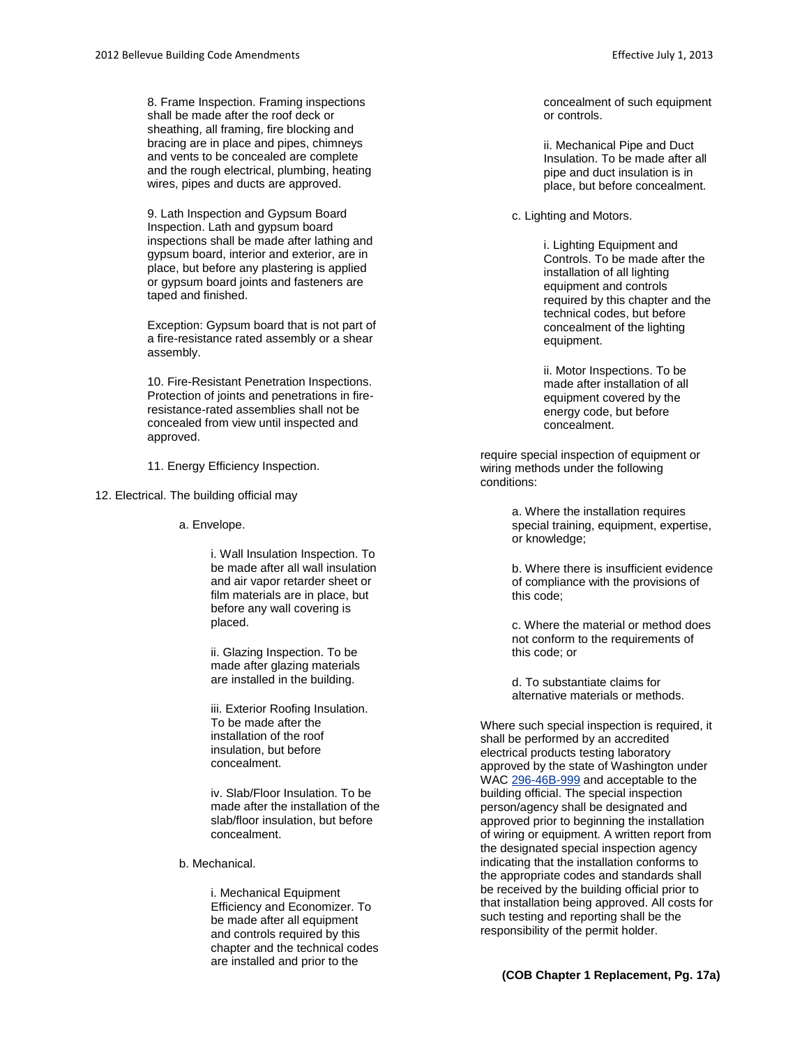8. Frame Inspection. Framing inspections shall be made after the roof deck or sheathing, all framing, fire blocking and bracing are in place and pipes, chimneys and vents to be concealed are complete and the rough electrical, plumbing, heating wires, pipes and ducts are approved.

9. Lath Inspection and Gypsum Board Inspection. Lath and gypsum board inspections shall be made after lathing and gypsum board, interior and exterior, are in place, but before any plastering is applied or gypsum board joints and fasteners are taped and finished.

Exception: Gypsum board that is not part of a fire-resistance rated assembly or a shear assembly.

10. Fire-Resistant Penetration Inspections. Protection of joints and penetrations in fire-resistance-rated assemblies shall not be concealed from view until inspected and approved.

11. Energy Efficiency Inspection.

12. Electrical. The building official may

a. Envelope.

i. Wall Insulation Inspection. To be made after all wall insulation and air vapor retarder sheet or film materials are in place, but before any wall covering is placed.

ii. Glazing Inspection. To be made after glazing materials are installed in the building.

iii. Exterior Roofing Insulation. To be made after the installation of the roof insulation, but before concealment.

iv. Slab/Floor Insulation. To be made after the installation of the slab/floor insulation, but before concealment.

b. Mechanical.

i. Mechanical Equipment Efficiency and Economizer. To be made after all equipment and controls required by this chapter and the technical codes are installed and prior to the concealment of such equipment or controls.

ii. Mechanical Pipe and Duct Insulation. To be made after all pipe and duct insulation is in place, but before concealment.

c. Lighting and Motors.

i. Lighting Equipment and Controls. To be made after the installation of all lighting equipment and controls required by this chapter and the technical codes, but before concealment of the lighting equipment.

ii. Motor Inspections. To be made after installation of all equipment covered by the energy code, but before concealment.

require special inspection of equipment or wiring methods under the following conditions:

a. Where the installation requires special training, equipment, expertise, or knowledge;

b. Where there is insufficient evidence of compliance with the provisions of this code;

c. Where the material or method does not conform to the requirements of this code; or

d. To substantiate claims for alternative materials or methods.

Where such special inspection is required, it shall be performed by an accredited electrical products testing laboratory approved by the state of Washington under WAC 296-46B-999 and acceptable to the building official. The special inspection person/agency shall be designated and approved prior to beginning the installation of wiring or equipment. A written report from the designated special inspection agency indicating that the installation conforms to the appropriate codes and standards shall be received by the building official prior to that installation being approved. All costs for such testing and reporting shall be the responsibility of the permit holder.

**(COB Chapter 1 Replacement, Pg. 17a)**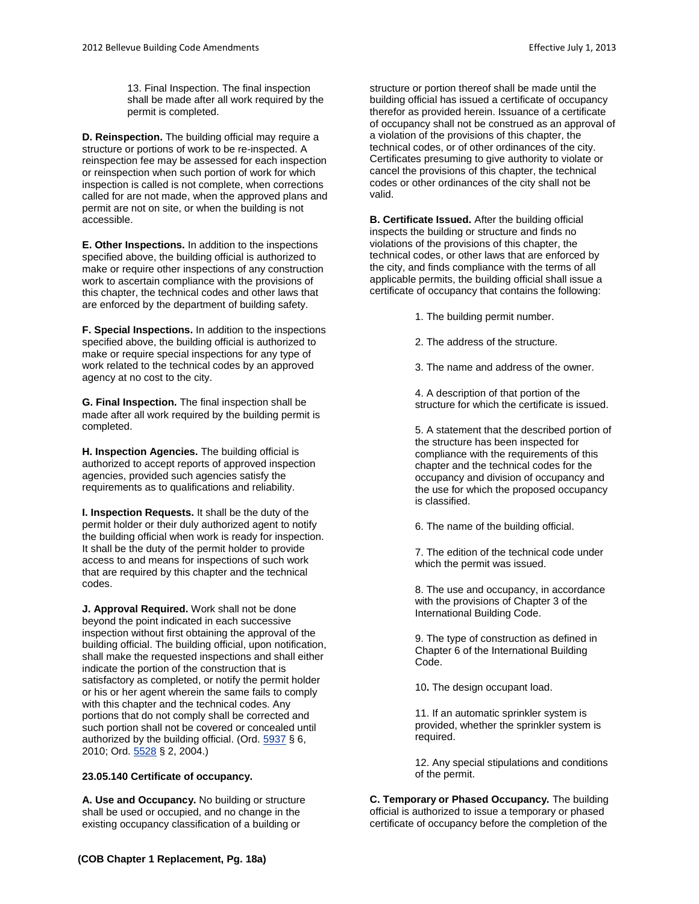13. Final Inspection. The final inspection shall be made after all work required by the permit is completed.

**D. Reinspection.** The building official may require a structure or portions of work to be re-inspected. A reinspection fee may be assessed for each inspection or reinspection when such portion of work for which inspection is called is not complete, when corrections called for are not made, when the approved plans and permit are not on site, or when the building is not accessible.

**E. Other Inspections.** In addition to the inspections specified above, the building official is authorized to make or require other inspections of any construction work to ascertain compliance with the provisions of this chapter, the technical codes and other laws that are enforced by the department of building safety.

**F. Special Inspections.** In addition to the inspections specified above, the building official is authorized to make or require special inspections for any type of work related to the technical codes by an approved agency at no cost to the city.

**G. Final Inspection.** The final inspection shall be made after all work required by the building permit is completed.

**H. Inspection Agencies.** The building official is authorized to accept reports of approved inspection agencies, provided such agencies satisfy the requirements as to qualifications and reliability.

**I. Inspection Requests.** It shall be the duty of the permit holder or their duly authorized agent to notify the building official when work is ready for inspection. It shall be the duty of the permit holder to provide access to and means for inspections of such work that are required by this chapter and the technical codes.

**J. Approval Required.** Work shall not be done beyond the point indicated in each successive inspection without first obtaining the approval of the building official. The building official, upon notification, shall make the requested inspections and shall either indicate the portion of the construction that is satisfactory as completed, or notify the permit holder or his or her agent wherein the same fails to comply with this chapter and the technical codes. Any portions that do not comply shall be corrected and such portion shall not be covered or concealed until authorized by the building official. (Ord. 5937 § 6, 2010; Ord. 5528 § 2, 2004.)

**23.05.140 Certificate of occupancy.**

**A. Use and Occupancy.** No building or structure shall be used or occupied, and no change in the existing occupancy classification of a building or structure or portion thereof shall be made until the building official has issued a certificate of occupancy therefor as provided herein. Issuance of a certificate of occupancy shall not be construed as an approval of a violation of the provisions of this chapter, the technical codes, or of other ordinances of the city. Certificates presuming to give authority to violate or cancel the provisions of this chapter, the technical codes or other ordinances of the city shall not be valid.

**B. Certificate Issued.** After the building official inspects the building or structure and finds no violations of the provisions of this chapter, the technical codes, or other laws that are enforced by the city, and finds compliance with the terms of all applicable permits, the building official shall issue a certificate of occupancy that contains the following:

1. The building permit number.

2. The address of the structure.

3. The name and address of the owner.

4. A description of that portion of the structure for which the certificate is issued.

5. A statement that the described portion of the structure has been inspected for compliance with the requirements of this chapter and the technical codes for the occupancy and division of occupancy and the use for which the proposed occupancy is classified.

6. The name of the building official.

7. The edition of the technical code under which the permit was issued.

8. The use and occupancy, in accordance with the provisions of Chapter 3 of the International Building Code.

9. The type of construction as defined in Chapter 6 of the International Building Code.

10. The design occupant load.

11. If an automatic sprinkler system is provided, whether the sprinkler system is required.

12. Any special stipulations and conditions of the permit.

**C. Temporary or Phased Occupancy.** The building official is authorized to issue a temporary or phased certificate of occupancy before the completion of the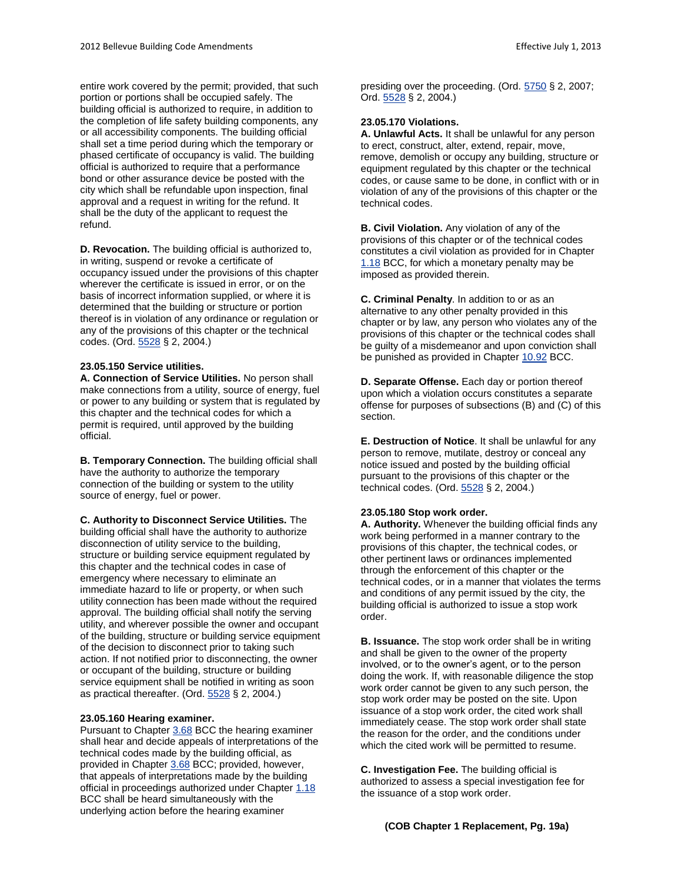entire work covered by the permit; provided, that such portion or portions shall be occupied safely. The building official is authorized to require, in addition to the completion of life safety building components, any or all accessibility components. The building official shall set a time period during which the temporary or phased certificate of occupancy is valid. The building official is authorized to require that a performance bond or other assurance device be posted with the city which shall be refundable upon inspection, final approval and a request in writing for the refund. It shall be the duty of the applicant to request the refund.

**D. Revocation.** The building official is authorized to, in writing, suspend or revoke a certificate of occupancy issued under the provisions of this chapter wherever the certificate is issued in error, or on the basis of incorrect information supplied, or where it is determined that the building or structure or portion thereof is in violation of any ordinance or regulation or any of the provisions of this chapter or the technical codes. (Ord. 5528 § 2, 2004.)

**23.05.150 Service utilities.**

**A. Connection of Service Utilities.** No person shall make connections from a utility, source of energy, fuel or power to any building or system that is regulated by this chapter and the technical codes for which a permit is required, until approved by the building official.

**B. Temporary Connection.** The building official shall have the authority to authorize the temporary connection of the building or system to the utility source of energy, fuel or power.

**C. Authority to Disconnect Service Utilities.** The building official shall have the authority to authorize disconnection of utility service to the building, structure or building service equipment regulated by this chapter and the technical codes in case of emergency where necessary to eliminate an immediate hazard to life or property, or when such utility connection has been made without the required approval. The building official shall notify the serving utility, and wherever possible the owner and occupant of the building, structure or building service equipment of the decision to disconnect prior to taking such action. If not notified prior to disconnecting, the owner or occupant of the building, structure or building service equipment shall be notified in writing as soon as practical thereafter. (Ord. 5528 § 2, 2004.)

**23.05.160 Hearing examiner.**

Pursuant to Chapter 3.68 BCC the hearing examiner shall hear and decide appeals of interpretations of the technical codes made by the building official, as provided in Chapter 3.68 BCC; provided, however, that appeals of interpretations made by the building official in proceedings authorized under Chapter 1.18 BCC shall be heard simultaneously with the underlying action before the hearing examiner presiding over the proceeding. (Ord. 5750 § 2, 2007; Ord. 5528 § 2, 2004.)

**23.05.170 Violations.**

**A. Unlawful Acts.** It shall be unlawful for any person to erect, construct, alter, extend, repair, move, remove, demolish or occupy any building, structure or equipment regulated by this chapter or the technical codes, or cause same to be done, in conflict with or in violation of any of the provisions of this chapter or the technical codes.

**B. Civil Violation.** Any violation of any of the provisions of this chapter or of the technical codes constitutes a civil violation as provided for in Chapter 1.18 BCC, for which a monetary penalty may be imposed as provided therein.

**C. Criminal Penalty**. In addition to or as an alternative to any other penalty provided in this chapter or by law, any person who violates any of the provisions of this chapter or the technical codes shall be guilty of a misdemeanor and upon conviction shall be punished as provided in Chapter 10.92 BCC.

**D. Separate Offense.** Each day or portion thereof upon which a violation occurs constitutes a separate offense for purposes of subsections (B) and (C) of this section.

**E. Destruction of Notice**. It shall be unlawful for any person to remove, mutilate, destroy or conceal any notice issued and posted by the building official pursuant to the provisions of this chapter or the technical codes. (Ord. 5528 § 2, 2004.)

**23.05.180 Stop work order.**

**A. Authority.** Whenever the building official finds any work being performed in a manner contrary to the provisions of this chapter, the technical codes, or other pertinent laws or ordinances implemented through the enforcement of this chapter or the technical codes, or in a manner that violates the terms and conditions of any permit issued by the city, the building official is authorized to issue a stop work order.

**B. Issuance.** The stop work order shall be in writing and shall be given to the owner of the property involved, or to the owner's agent, or to the person doing the work. If, with reasonable diligence the stop work order cannot be given to any such person, the stop work order may be posted on the site. Upon issuance of a stop work order, the cited work shall immediately cease. The stop work order shall state the reason for the order, and the conditions under which the cited work will be permitted to resume.

**C. Investigation Fee.** The building official is authorized to assess a special investigation fee for the issuance of a stop work order.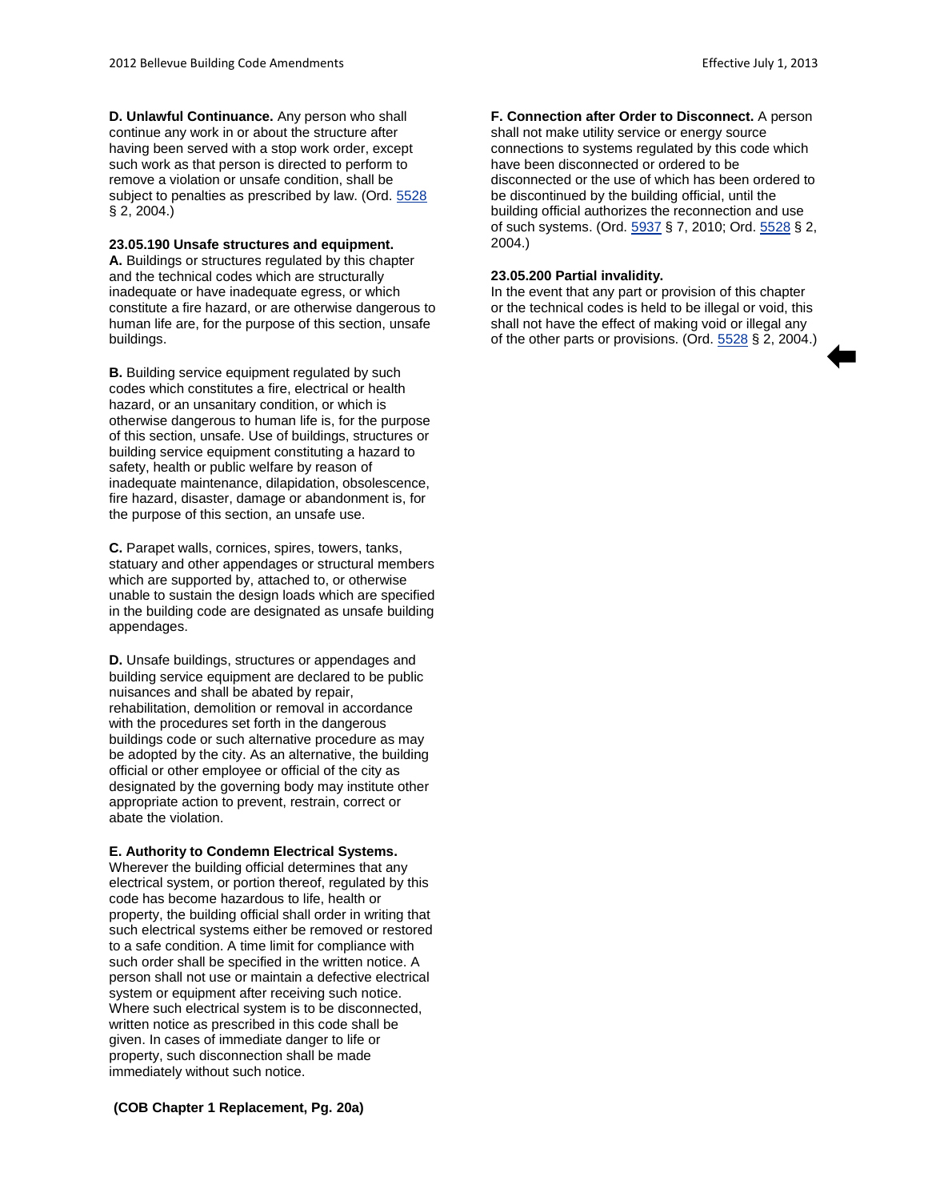**D. Unlawful Continuance.** Any person who shall continue any work in or about the structure after having been served with a stop work order, except such work as that person is directed to perform to remove a violation or unsafe condition, shall be subject to penalties as prescribed by law. (Ord. 5528 § 2, 2004.)

**23.05.190 Unsafe structures and equipment.**

**A.** Buildings or structures regulated by this chapter and the technical codes which are structurally inadequate or have inadequate egress, or which constitute a fire hazard, or are otherwise dangerous to human life are, for the purpose of this section, unsafe buildings.

**B.** Building service equipment regulated by such codes which constitutes a fire, electrical or health hazard, or an unsanitary condition, or which is otherwise dangerous to human life is, for the purpose of this section, unsafe. Use of buildings, structures or building service equipment constituting a hazard to safety, health or public welfare by reason of inadequate maintenance, dilapidation, obsolescence, fire hazard, disaster, damage or abandonment is, for the purpose of this section, an unsafe use.

**C.** Parapet walls, cornices, spires, towers, tanks, statuary and other appendages or structural members which are supported by, attached to, or otherwise unable to sustain the design loads which are specified in the building code are designated as unsafe building appendages.

**D.** Unsafe buildings, structures or appendages and building service equipment are declared to be public nuisances and shall be abated by repair, rehabilitation, demolition or removal in accordance with the procedures set forth in the dangerous buildings code or such alternative procedure as may be adopted by the city. As an alternative, the building official or other employee or official of the city as designated by the governing body may institute other appropriate action to prevent, restrain, correct or abate the violation.

**E. Authority to Condemn Electrical Systems.** Wherever the building official determines that any electrical system, or portion thereof, regulated by this code has become hazardous to life, health or property, the building official shall order in writing that such electrical systems either be removed or restored to a safe condition. A time limit for compliance with such order shall be specified in the written notice. A person shall not use or maintain a defective electrical system or equipment after receiving such notice. Where such electrical system is to be disconnected, written notice as prescribed in this code shall be given. In cases of immediate danger to life or property, such disconnection shall be made immediately without such notice.

**F. Connection after Order to Disconnect.** A person shall not make utility service or energy source connections to systems regulated by this code which have been disconnected or ordered to be disconnected or the use of which has been ordered to be discontinued by the building official, until the building official authorizes the reconnection and use of such systems. (Ord. 5937 § 7, 2010; Ord. 5528 § 2, 2004.)

**23.05.200 Partial invalidity.**

In the event that any part or provision of this chapter or the technical codes is held to be illegal or void, this shall not have the effect of making void or illegal any of the other parts or provisions. (Ord. 5528 § 2, 2004.)

**(COB Chapter 1 Replacement, Pg. 20a)**